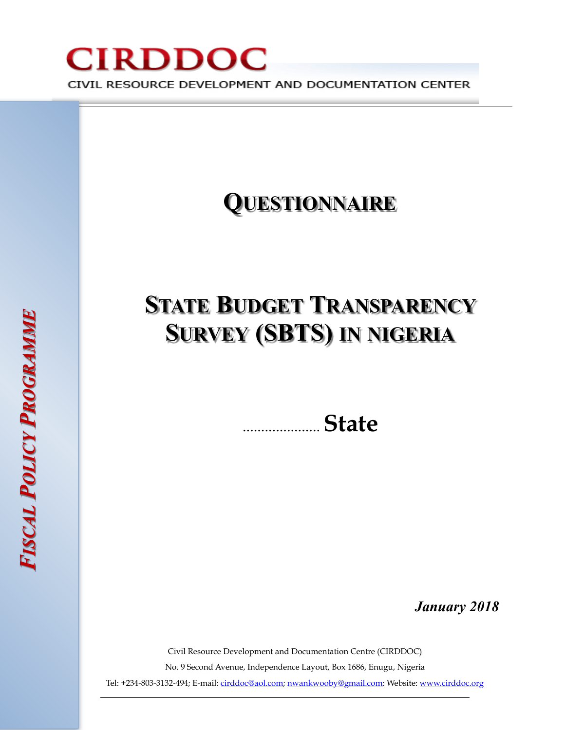# CIRDDOC

CIVIL RESOURCE DEVELOPMENT AND DOCUMENTATION CENTER

*FISCAL POLICY PROGRAMME*

# QUESTIONNAIRE

# STATE BUDGET TRANSPARENCY SURVEY (SBTS) IN NIGERIA

## ..................... State

***January 2018***

Civil Resource Development and Documentation Centre (CIRDDOC)

No. 9 Second Avenue, Independence Layout, Box 1686, Enugu, Nigeria

Tel: +234-803-3132-494; E-mail: cirddoc@aol.com; nwankwooby@gmail.com; Website: www.cirddoc.org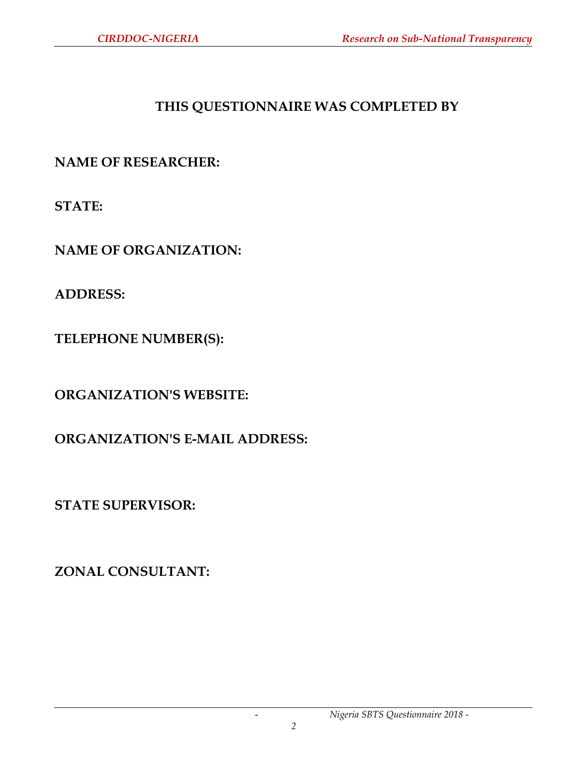## THIS QUESTIONNAIRE WAS COMPLETED BY

**NAME OF RESEARCHER:**

**STATE:**

**NAME OF ORGANIZATION:**

**ADDRESS:**

**TELEPHONE NUMBER(S):**

**ORGANIZATION'S WEBSITE:**

**ORGANIZATION'S E-MAIL ADDRESS:**

**STATE SUPERVISOR:**

**ZONAL CONSULTANT:**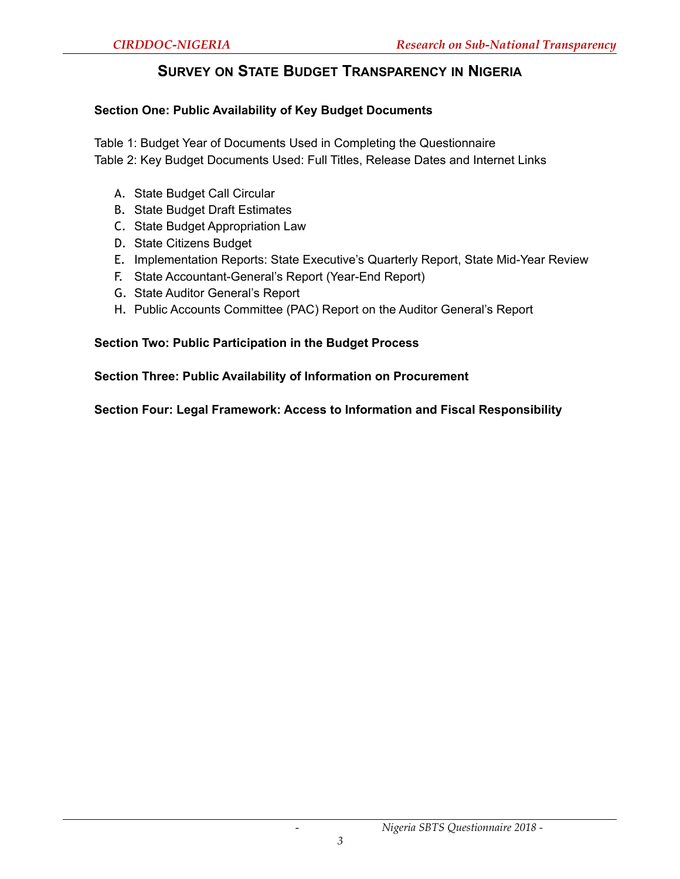# Survey on State Budget Transparency in Nigeria

**Section One: Public Availability of Key Budget Documents**

Table 1: Budget Year of Documents Used in Completing the Questionnaire
Table 2: Key Budget Documents Used: Full Titles, Release Dates and Internet Links

A. State Budget Call Circular
B. State Budget Draft Estimates
C. State Budget Appropriation Law
D. State Citizens Budget
E. Implementation Reports: State Executive's Quarterly Report, State Mid-Year Review
F. State Accountant-General's Report (Year-End Report)
G. State Auditor General's Report
H. Public Accounts Committee (PAC) Report on the Auditor General's Report

**Section Two: Public Participation in the Budget Process**

**Section Three: Public Availability of Information on Procurement**

**Section Four: Legal Framework: Access to Information and Fiscal Responsibility**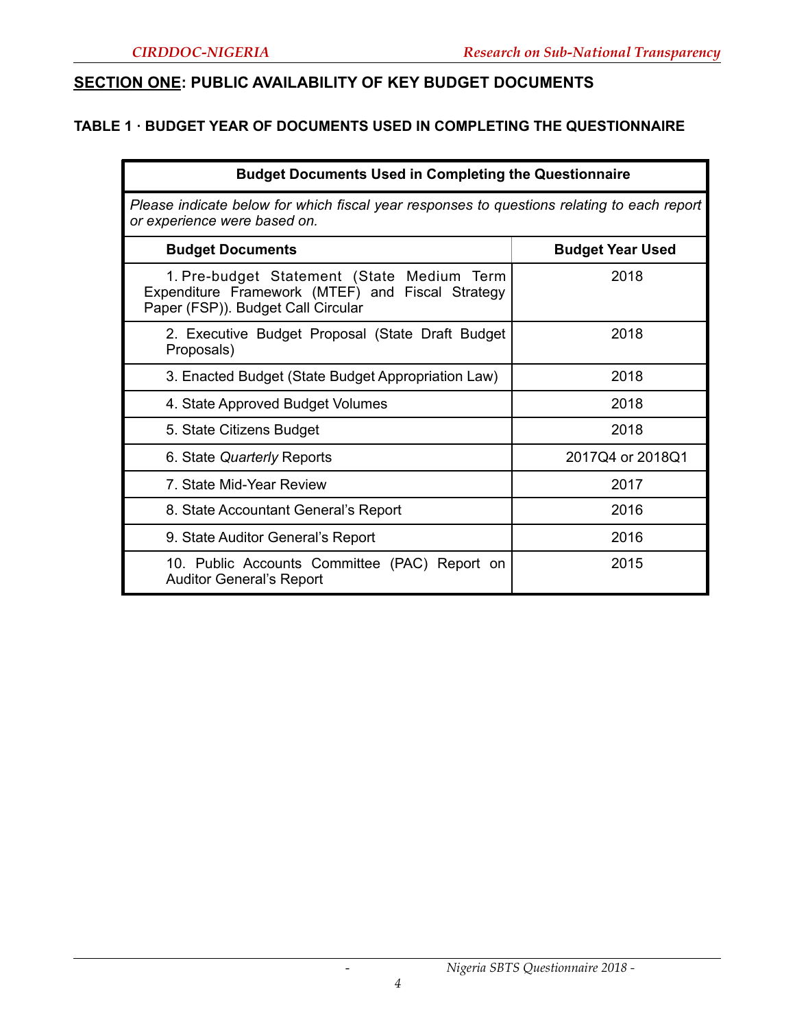## **SECTION ONE**: PUBLIC AVAILABILITY OF KEY BUDGET DOCUMENTS

### TABLE 1 · BUDGET YEAR OF DOCUMENTS USED IN COMPLETING THE QUESTIONNAIRE

**Budget Documents Used in Completing the Questionnaire**

*Please indicate below for which fiscal year responses to questions relating to each report or experience were based on.*

| Budget Documents | Budget Year Used |
|---|---|
| 1. Pre-budget Statement (State Medium Term Expenditure Framework (MTEF) and Fiscal Strategy Paper (FSP)). Budget Call Circular | 2018 |
| 2. Executive Budget Proposal (State Draft Budget Proposals) | 2018 |
| 3. Enacted Budget (State Budget Appropriation Law) | 2018 |
| 4. State Approved Budget Volumes | 2018 |
| 5. State Citizens Budget | 2018 |
| 6. State *Quarterly* Reports | 2017Q4 or 2018Q1 |
| 7. State Mid-Year Review | 2017 |
| 8. State Accountant General's Report | 2016 |
| 9. State Auditor General's Report | 2016 |
| 10. Public Accounts Committee (PAC) Report on Auditor General's Report | 2015 |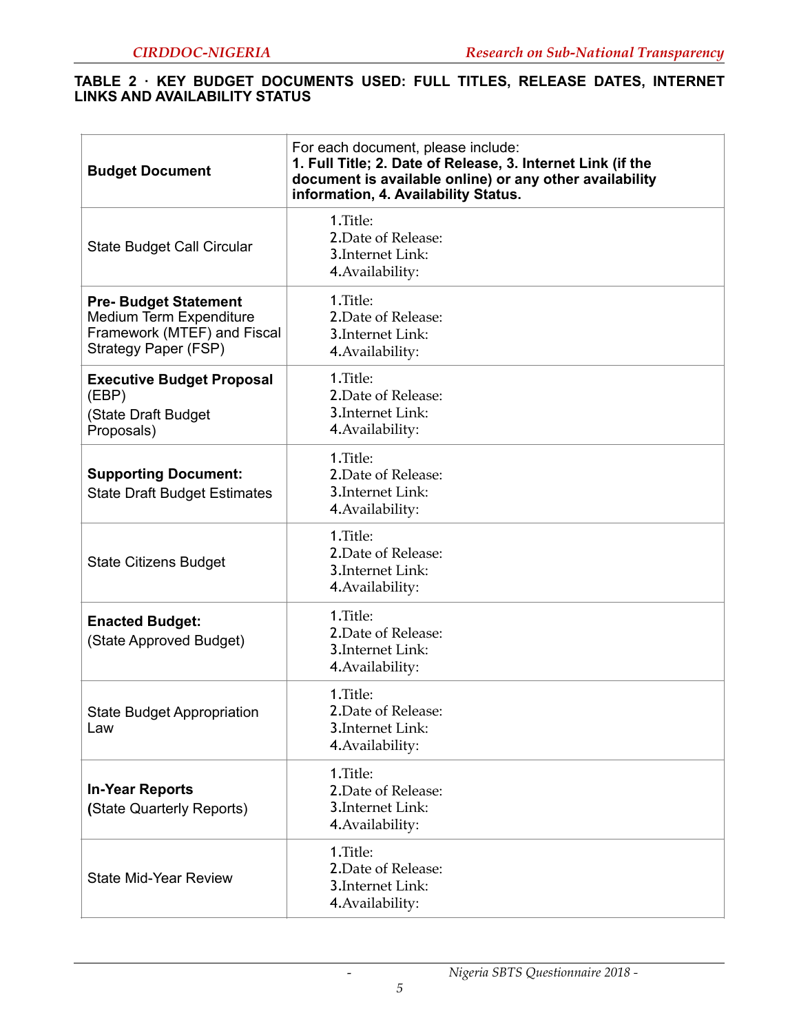**TABLE 2 · KEY BUDGET DOCUMENTS USED: FULL TITLES, RELEASE DATES, INTERNET LINKS AND AVAILABILITY STATUS**

| **Budget Document** | For each document, please include: **1. Full Title; 2. Date of Release, 3. Internet Link (if the document is available online) or any other availability information, 4. Availability Status.** |
|---|---|
| State Budget Call Circular | 1.Title:<br>2.Date of Release:<br>3.Internet Link:<br>4.Availability: |
| **Pre- Budget Statement** Medium Term Expenditure Framework (MTEF) and Fiscal Strategy Paper (FSP) | 1.Title:<br>2.Date of Release:<br>3.Internet Link:<br>4.Availability: |
| **Executive Budget Proposal** (EBP)<br>(State Draft Budget Proposals) | 1.Title:<br>2.Date of Release:<br>3.Internet Link:<br>4.Availability: |
| **Supporting Document:**<br>State Draft Budget Estimates | 1.Title:<br>2.Date of Release:<br>3.Internet Link:<br>4.Availability: |
| State Citizens Budget | 1.Title:<br>2.Date of Release:<br>3.Internet Link:<br>4.Availability: |
| **Enacted Budget:**<br>(State Approved Budget) | 1.Title:<br>2.Date of Release:<br>3.Internet Link:<br>4.Availability: |
| State Budget Appropriation Law | 1.Title:<br>2.Date of Release:<br>3.Internet Link:<br>4.Availability: |
| **In-Year Reports**<br>**(**State Quarterly Reports) | 1.Title:<br>2.Date of Release:<br>3.Internet Link:<br>4.Availability: |
| State Mid-Year Review | 1.Title:<br>2.Date of Release:<br>3.Internet Link:<br>4.Availability: |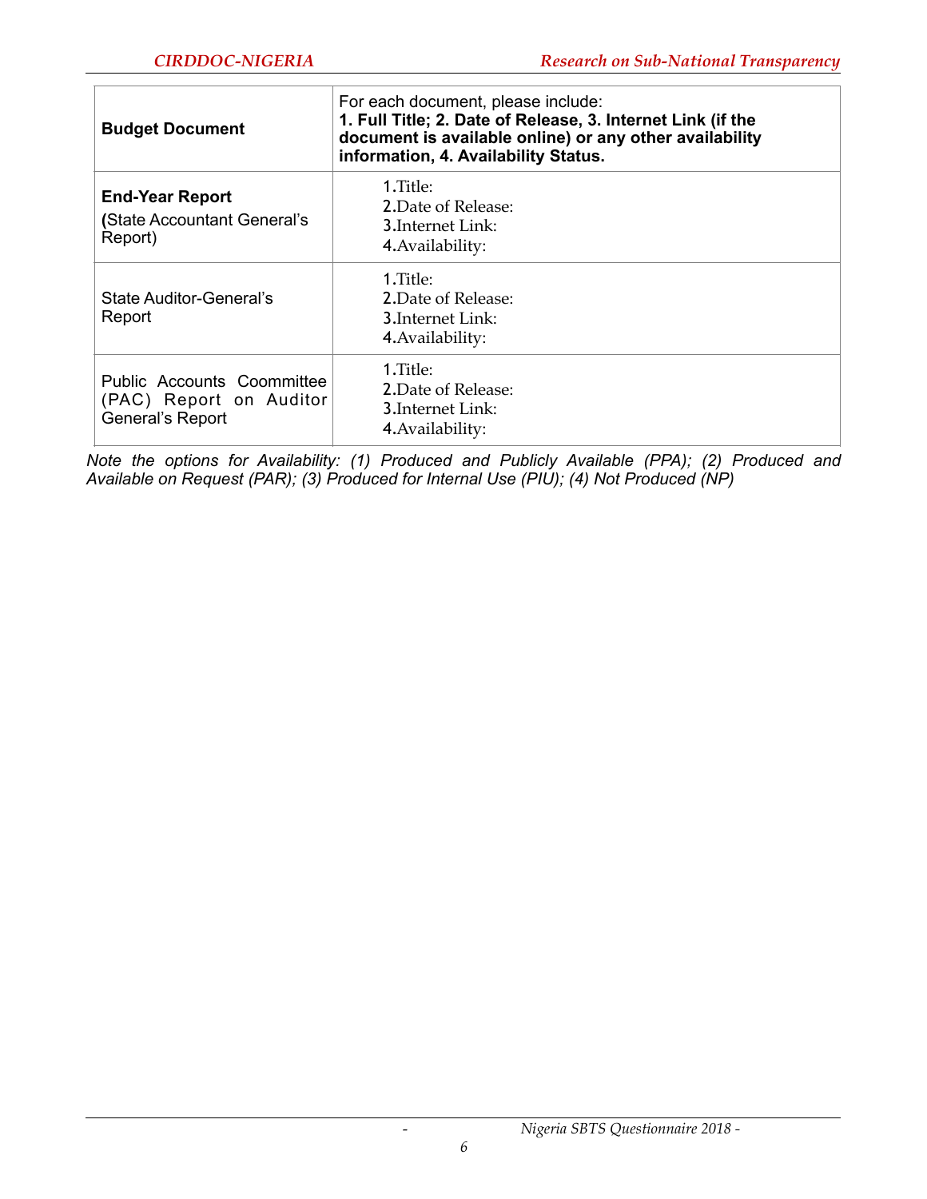| **Budget Document** | For each document, please include: **1. Full Title; 2. Date of Release, 3. Internet Link (if the document is available online) or any other availability information, 4. Availability Status.** |
|---|---|
| **End-Year Report** **(**State Accountant General's Report) | 1.Title:<br>2.Date of Release:<br>3.Internet Link:<br>4.Availability: |
| State Auditor-General's Report | 1.Title:<br>2.Date of Release:<br>3.Internet Link:<br>4.Availability: |
| Public Accounts Coommittee (PAC) Report on Auditor General's Report | 1.Title:<br>2.Date of Release:<br>3.Internet Link:<br>4.Availability: |

*Note the options for Availability: (1) Produced and Publicly Available (PPA); (2) Produced and Available on Request (PAR); (3) Produced for Internal Use (PIU); (4) Not Produced (NP)*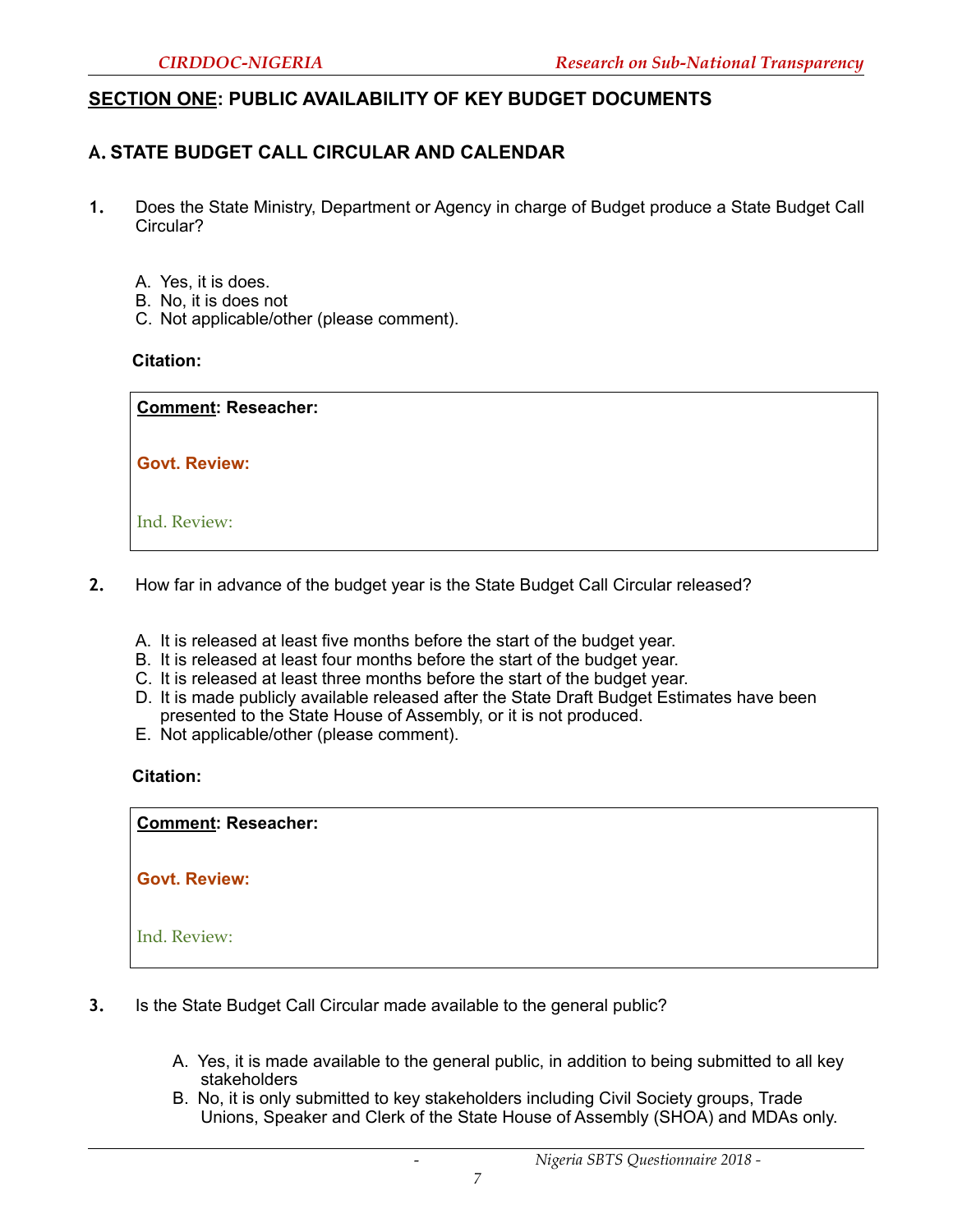## SECTION ONE: PUBLIC AVAILABILITY OF KEY BUDGET DOCUMENTS

### A. STATE BUDGET CALL CIRCULAR AND CALENDAR

**1.** Does the State Ministry, Department or Agency in charge of Budget produce a State Budget Call Circular?

A. Yes, it is does.
B. No, it is does not
C. Not applicable/other (please comment).

**Citation:**

| **Comment: Reseacher:** |
|---|
| **Govt. Review:** |
| Ind. Review: |

**2.** How far in advance of the budget year is the State Budget Call Circular released?

A. It is released at least five months before the start of the budget year.
B. It is released at least four months before the start of the budget year.
C. It is released at least three months before the start of the budget year.
D. It is made publicly available released after the State Draft Budget Estimates have been presented to the State House of Assembly, or it is not produced.
E. Not applicable/other (please comment).

**Citation:**

| **Comment: Reseacher:** |
|---|
| **Govt. Review:** |
| Ind. Review: |

**3.** Is the State Budget Call Circular made available to the general public?

A. Yes, it is made available to the general public, in addition to being submitted to all key stakeholders
B. No, it is only submitted to key stakeholders including Civil Society groups, Trade Unions, Speaker and Clerk of the State House of Assembly (SHOA) and MDAs only.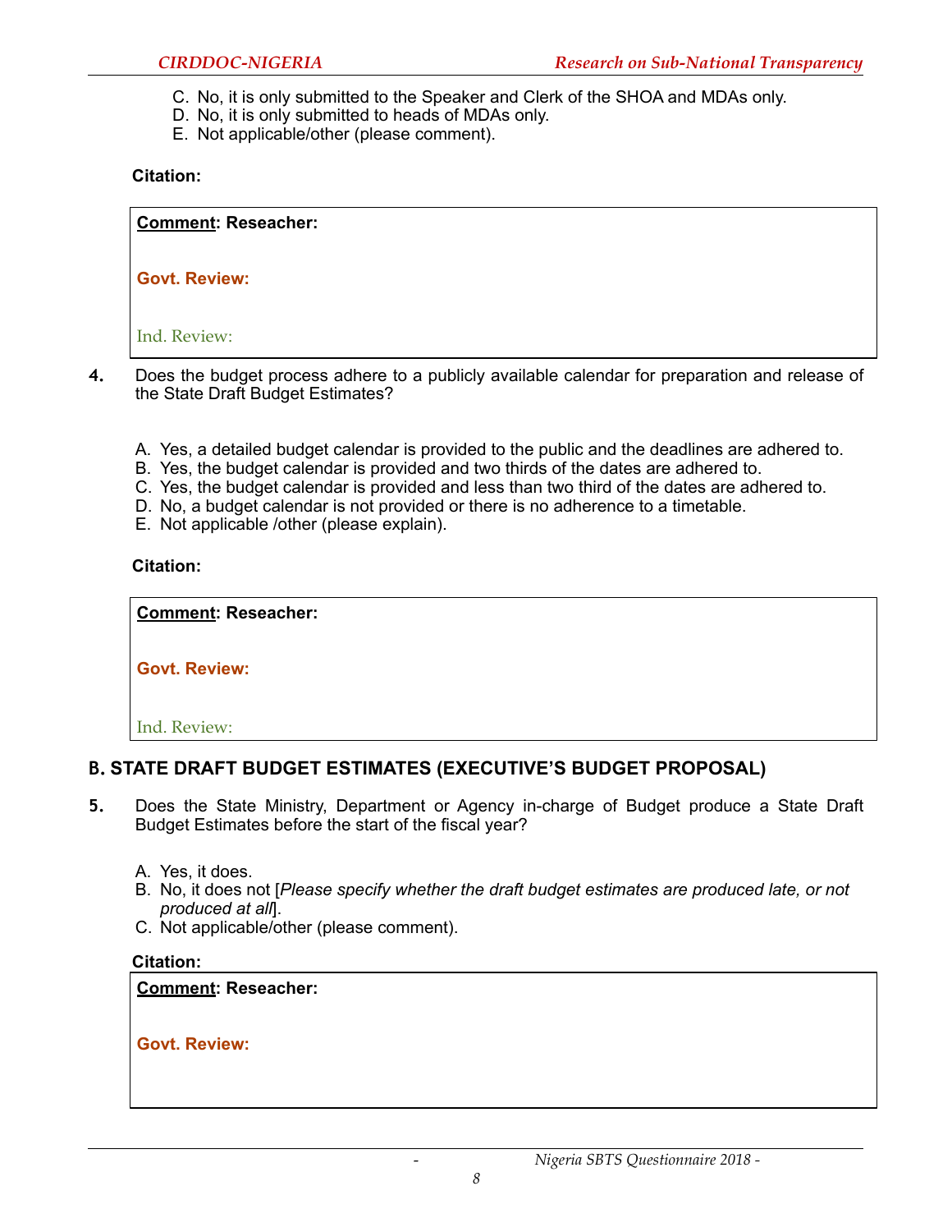C. No, it is only submitted to the Speaker and Clerk of the SHOA and MDAs only.
D. No, it is only submitted to heads of MDAs only.
E. Not applicable/other (please comment).

**Citation:**

| **Comment: Reseacher:** <br><br> **Govt. Review:** <br><br> Ind. Review: |
|---|

**4.** Does the budget process adhere to a publicly available calendar for preparation and release of the State Draft Budget Estimates?

A. Yes, a detailed budget calendar is provided to the public and the deadlines are adhered to.
B. Yes, the budget calendar is provided and two thirds of the dates are adhered to.
C. Yes, the budget calendar is provided and less than two third of the dates are adhered to.
D. No, a budget calendar is not provided or there is no adherence to a timetable.
E. Not applicable /other (please explain).

**Citation:**

| **Comment: Reseacher:** <br><br> **Govt. Review:** <br><br> Ind. Review: |
|---|

## B. STATE DRAFT BUDGET ESTIMATES (EXECUTIVE'S BUDGET PROPOSAL)

**5.** Does the State Ministry, Department or Agency in-charge of Budget produce a State Draft Budget Estimates before the start of the fiscal year?

A. Yes, it does.
B. No, it does not [*Please specify whether the draft budget estimates are produced late, or not produced at all*].
C. Not applicable/other (please comment).

**Citation:**

| **Comment: Reseacher:** <br><br> **Govt. Review:** |
|---|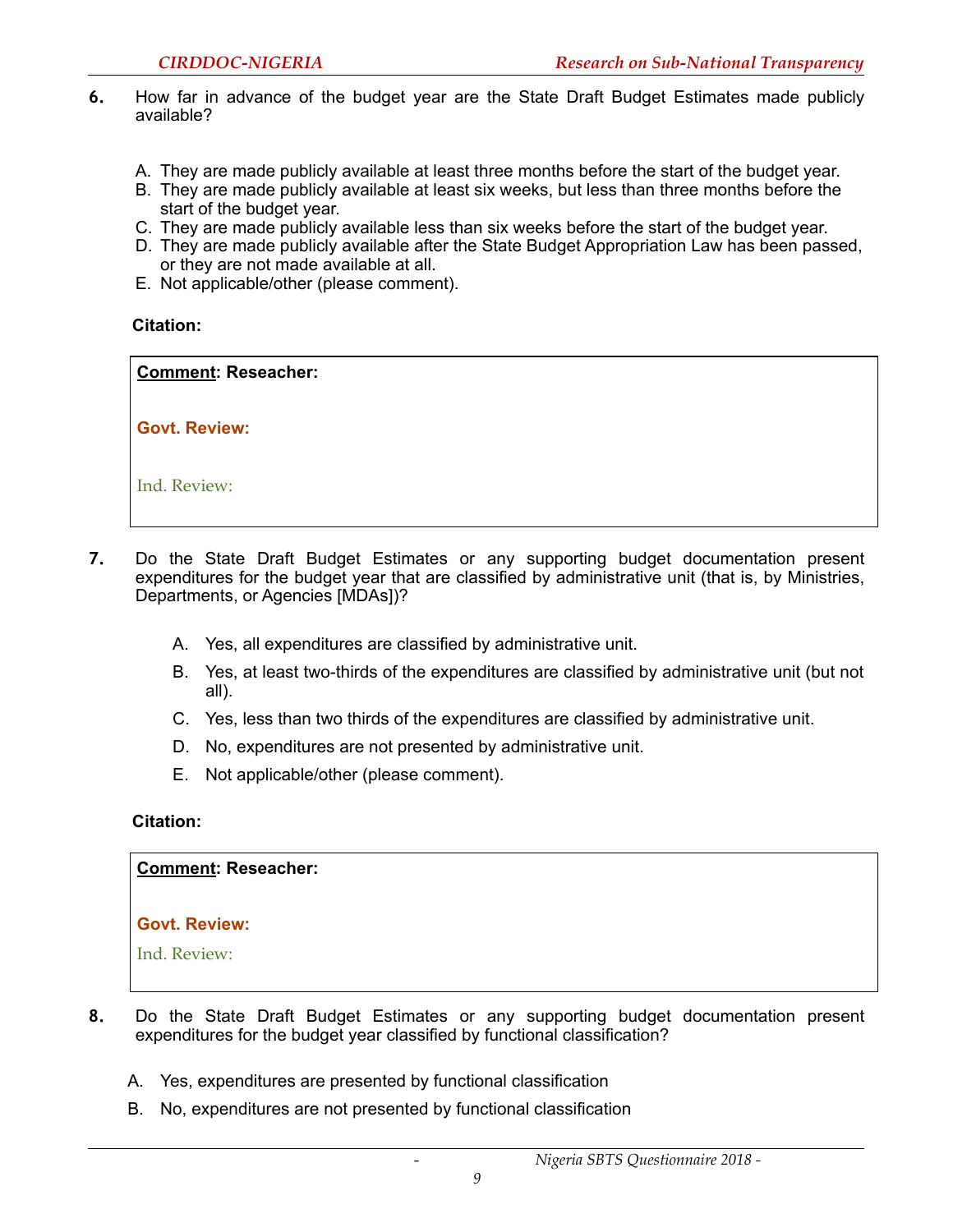**6.** How far in advance of the budget year are the State Draft Budget Estimates made publicly available?

A. They are made publicly available at least three months before the start of the budget year.
B. They are made publicly available at least six weeks, but less than three months before the start of the budget year.
C. They are made publicly available less than six weeks before the start of the budget year.
D. They are made publicly available after the State Budget Appropriation Law has been passed, or they are not made available at all.
E. Not applicable/other (please comment).

**Citation:**

| **Comment: Reseacher:**<br><br>**Govt. Review:**<br><br>Ind. Review: |
|---|

**7.** Do the State Draft Budget Estimates or any supporting budget documentation present expenditures for the budget year that are classified by administrative unit (that is, by Ministries, Departments, or Agencies [MDAs])?

A. Yes, all expenditures are classified by administrative unit.
B. Yes, at least two-thirds of the expenditures are classified by administrative unit (but not all).
C. Yes, less than two thirds of the expenditures are classified by administrative unit.
D. No, expenditures are not presented by administrative unit.
E. Not applicable/other (please comment).

**Citation:**

| **Comment: Reseacher:**<br><br>**Govt. Review:**<br><br>Ind. Review: |
|---|

**8.** Do the State Draft Budget Estimates or any supporting budget documentation present expenditures for the budget year classified by functional classification?

A. Yes, expenditures are presented by functional classification
B. No, expenditures are not presented by functional classification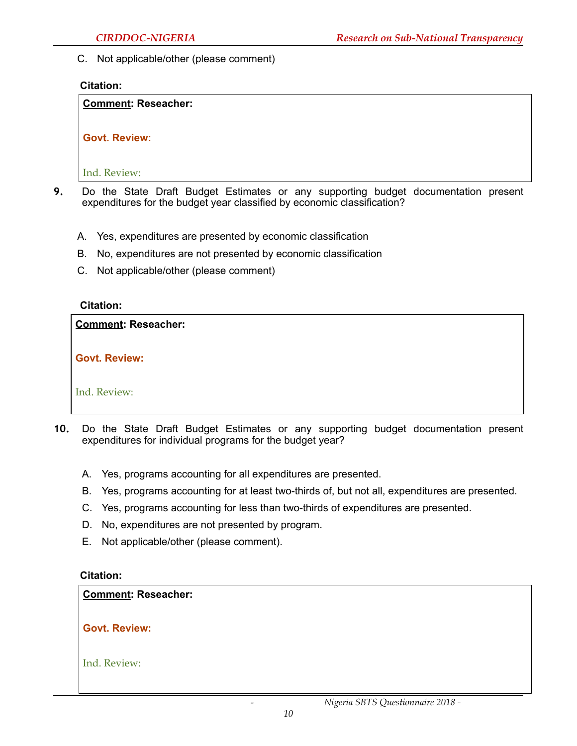C. Not applicable/other (please comment)

**Citation:**

**Comment: Reseacher:**

**Govt. Review:**

Ind. Review:

**9.** Do the State Draft Budget Estimates or any supporting budget documentation present expenditures for the budget year classified by economic classification?

A. Yes, expenditures are presented by economic classification

B. No, expenditures are not presented by economic classification

C. Not applicable/other (please comment)

**Citation:**

**Comment: Reseacher:**

**Govt. Review:**

Ind. Review:

**10.** Do the State Draft Budget Estimates or any supporting budget documentation present expenditures for individual programs for the budget year?

A. Yes, programs accounting for all expenditures are presented.

B. Yes, programs accounting for at least two-thirds of, but not all, expenditures are presented.

C. Yes, programs accounting for less than two-thirds of expenditures are presented.

D. No, expenditures are not presented by program.

E. Not applicable/other (please comment).

**Citation:**

**Comment: Reseacher:**

**Govt. Review:**

Ind. Review: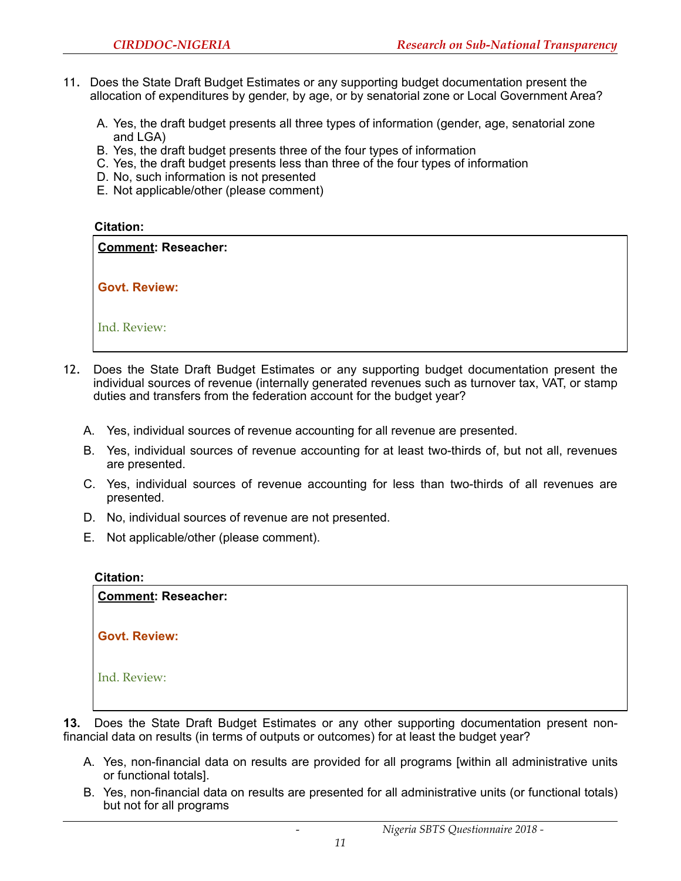11. Does the State Draft Budget Estimates or any supporting budget documentation present the allocation of expenditures by gender, by age, or by senatorial zone or Local Government Area?

   A. Yes, the draft budget presents all three types of information (gender, age, senatorial zone and LGA)
   B. Yes, the draft budget presents three of the four types of information
   C. Yes, the draft budget presents less than three of the four types of information
   D. No, such information is not presented
   E. Not applicable/other (please comment)

**Citation:**

**Comment: Reseacher:**

**Govt. Review:**

Ind. Review:

12. Does the State Draft Budget Estimates or any supporting budget documentation present the individual sources of revenue (internally generated revenues such as turnover tax, VAT, or stamp duties and transfers from the federation account for the budget year?

   A. Yes, individual sources of revenue accounting for all revenue are presented.
   B. Yes, individual sources of revenue accounting for at least two-thirds of, but not all, revenues are presented.
   C. Yes, individual sources of revenue accounting for less than two-thirds of all revenues are presented.
   D. No, individual sources of revenue are not presented.
   E. Not applicable/other (please comment).

**Citation:**

**Comment: Reseacher:**

**Govt. Review:**

Ind. Review:

**13.** Does the State Draft Budget Estimates or any other supporting documentation present non-financial data on results (in terms of outputs or outcomes) for at least the budget year?

   A. Yes, non-financial data on results are provided for all programs [within all administrative units or functional totals].
   B. Yes, non-financial data on results are presented for all administrative units (or functional totals) but not for all programs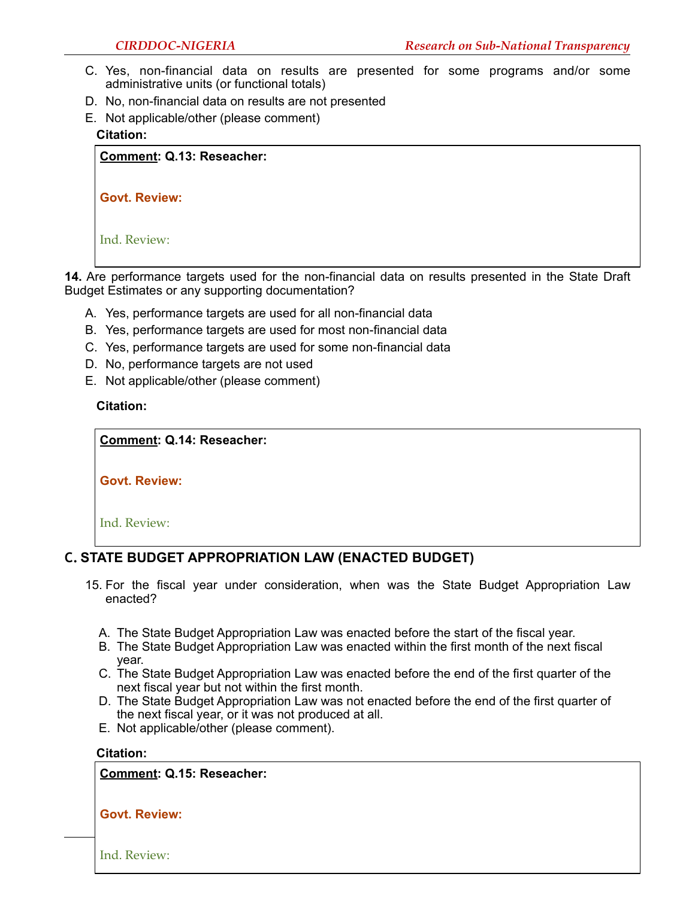C. Yes, non-financial data on results are presented for some programs and/or some administrative units (or functional totals)
D. No, non-financial data on results are not presented
E. Not applicable/other (please comment)

**Citation:**

| **Comment: Q.13: Reseacher:**<br><br>**Govt. Review:**<br><br>Ind. Review: |
|---|

**14.** Are performance targets used for the non-financial data on results presented in the State Draft Budget Estimates or any supporting documentation?

A. Yes, performance targets are used for all non-financial data
B. Yes, performance targets are used for most non-financial data
C. Yes, performance targets are used for some non-financial data
D. No, performance targets are not used
E. Not applicable/other (please comment)

**Citation:**

| **Comment: Q.14: Reseacher:**<br><br>**Govt. Review:**<br><br>Ind. Review: |
|---|

## C. STATE BUDGET APPROPRIATION LAW (ENACTED BUDGET)

15. For the fiscal year under consideration, when was the State Budget Appropriation Law enacted?

A. The State Budget Appropriation Law was enacted before the start of the fiscal year.
B. The State Budget Appropriation Law was enacted within the first month of the next fiscal year.
C. The State Budget Appropriation Law was enacted before the end of the first quarter of the next fiscal year but not within the first month.
D. The State Budget Appropriation Law was not enacted before the end of the first quarter of the next fiscal year, or it was not produced at all.
E. Not applicable/other (please comment).

**Citation:**

| **Comment: Q.15: Reseacher:**<br><br>**Govt. Review:**<br><br>Ind. Review: |
|---|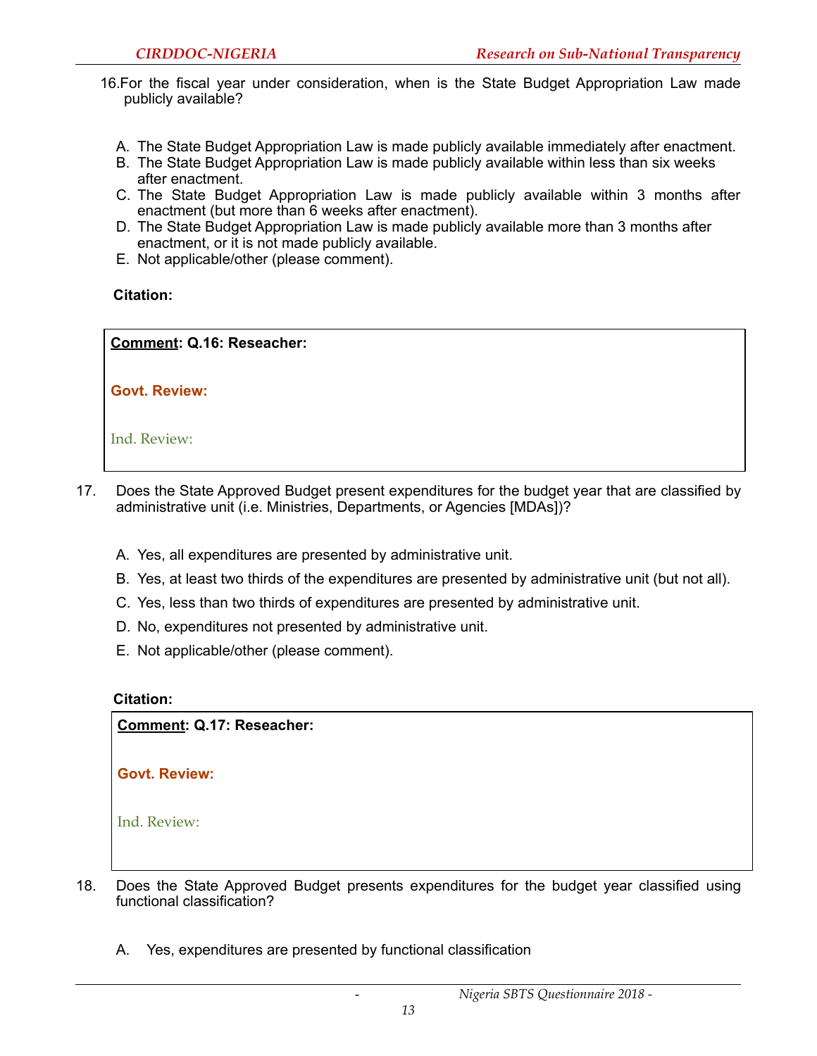16. For the fiscal year under consideration, when is the State Budget Appropriation Law made publicly available?

A. The State Budget Appropriation Law is made publicly available immediately after enactment.
B. The State Budget Appropriation Law is made publicly available within less than six weeks after enactment.
C. The State Budget Appropriation Law is made publicly available within 3 months after enactment (but more than 6 weeks after enactment).
D. The State Budget Appropriation Law is made publicly available more than 3 months after enactment, or it is not made publicly available.
E. Not applicable/other (please comment).

**Citation:**

| **Comment: Q.16: Reseacher:** |
|---|
| **Govt. Review:** |
| Ind. Review: |

17. Does the State Approved Budget present expenditures for the budget year that are classified by administrative unit (i.e. Ministries, Departments, or Agencies [MDAs])?

A. Yes, all expenditures are presented by administrative unit.
B. Yes, at least two thirds of the expenditures are presented by administrative unit (but not all).
C. Yes, less than two thirds of expenditures are presented by administrative unit.
D. No, expenditures not presented by administrative unit.
E. Not applicable/other (please comment).

**Citation:**

| **Comment: Q.17: Reseacher:** |
|---|
| **Govt. Review:** |
| Ind. Review: |

18. Does the State Approved Budget presents expenditures for the budget year classified using functional classification?

A. Yes, expenditures are presented by functional classification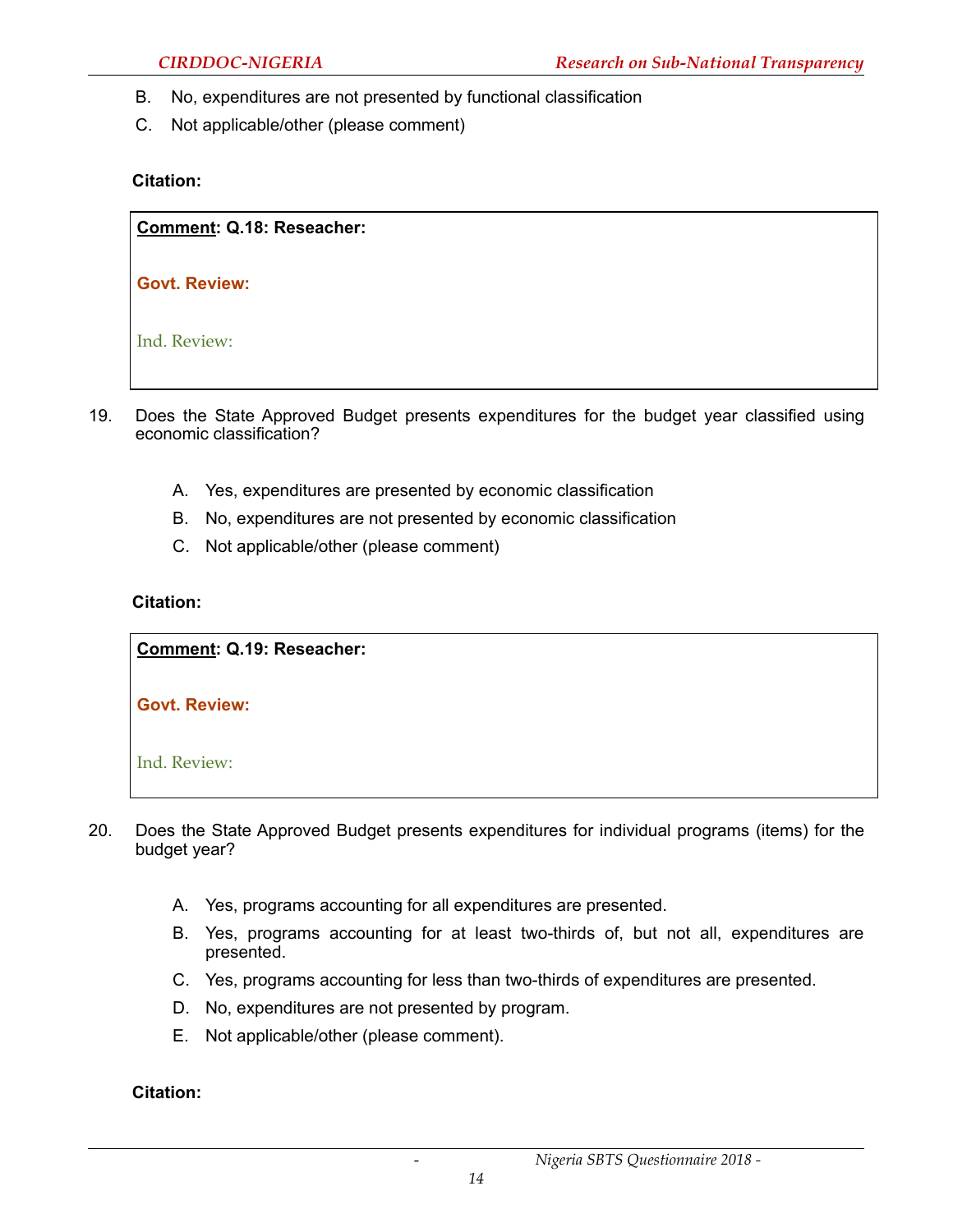B. No, expenditures are not presented by functional classification

C. Not applicable/other (please comment)

**Citation:**

| **<u>Comment</u>: Q.18: Reseacher:** <br><br> **Govt. Review:** <br><br> Ind. Review: |
|---|

19. Does the State Approved Budget presents expenditures for the budget year classified using economic classification?

    A. Yes, expenditures are presented by economic classification

    B. No, expenditures are not presented by economic classification

    C. Not applicable/other (please comment)

**Citation:**

| **<u>Comment</u>: Q.19: Reseacher:** <br><br> **Govt. Review:** <br><br> Ind. Review: |
|---|

20. Does the State Approved Budget presents expenditures for individual programs (items) for the budget year?

    A. Yes, programs accounting for all expenditures are presented.

    B. Yes, programs accounting for at least two-thirds of, but not all, expenditures are presented.

    C. Yes, programs accounting for less than two-thirds of expenditures are presented.

    D. No, expenditures are not presented by program.

    E. Not applicable/other (please comment).

**Citation:**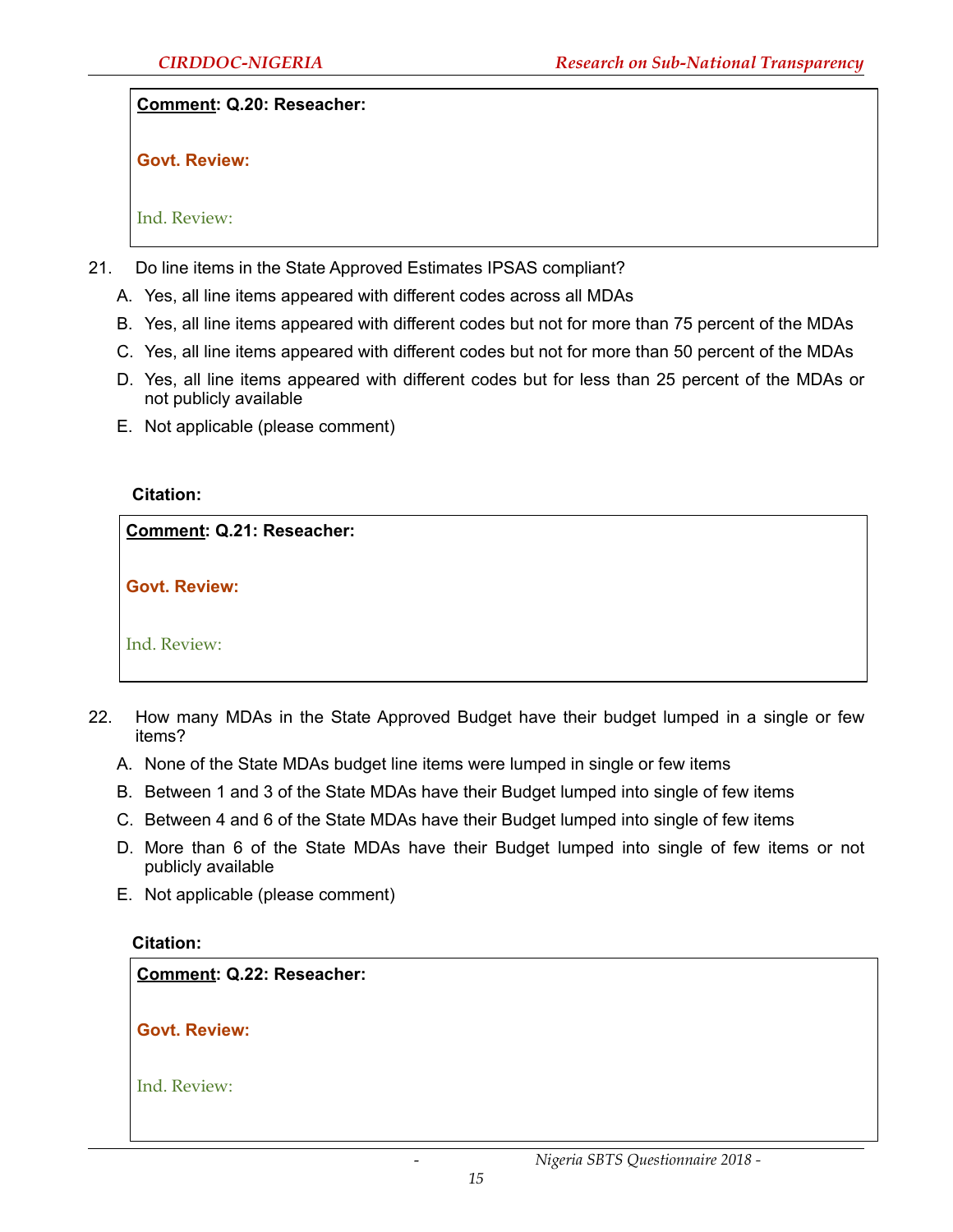**Comment: Q.20: Reseacher:**

**Govt. Review:**

Ind. Review:

21. Do line items in the State Approved Estimates IPSAS compliant?

   A. Yes, all line items appeared with different codes across all MDAs

   B. Yes, all line items appeared with different codes but not for more than 75 percent of the MDAs

   C. Yes, all line items appeared with different codes but not for more than 50 percent of the MDAs

   D. Yes, all line items appeared with different codes but for less than 25 percent of the MDAs or not publicly available

   E. Not applicable (please comment)

**Citation:**

**Comment: Q.21: Reseacher:**

**Govt. Review:**

Ind. Review:

22. How many MDAs in the State Approved Budget have their budget lumped in a single or few items?

   A. None of the State MDAs budget line items were lumped in single or few items

   B. Between 1 and 3 of the State MDAs have their Budget lumped into single of few items

   C. Between 4 and 6 of the State MDAs have their Budget lumped into single of few items

   D. More than 6 of the State MDAs have their Budget lumped into single of few items or not publicly available

   E. Not applicable (please comment)

**Citation:**

**Comment: Q.22: Reseacher:**

**Govt. Review:**

Ind. Review: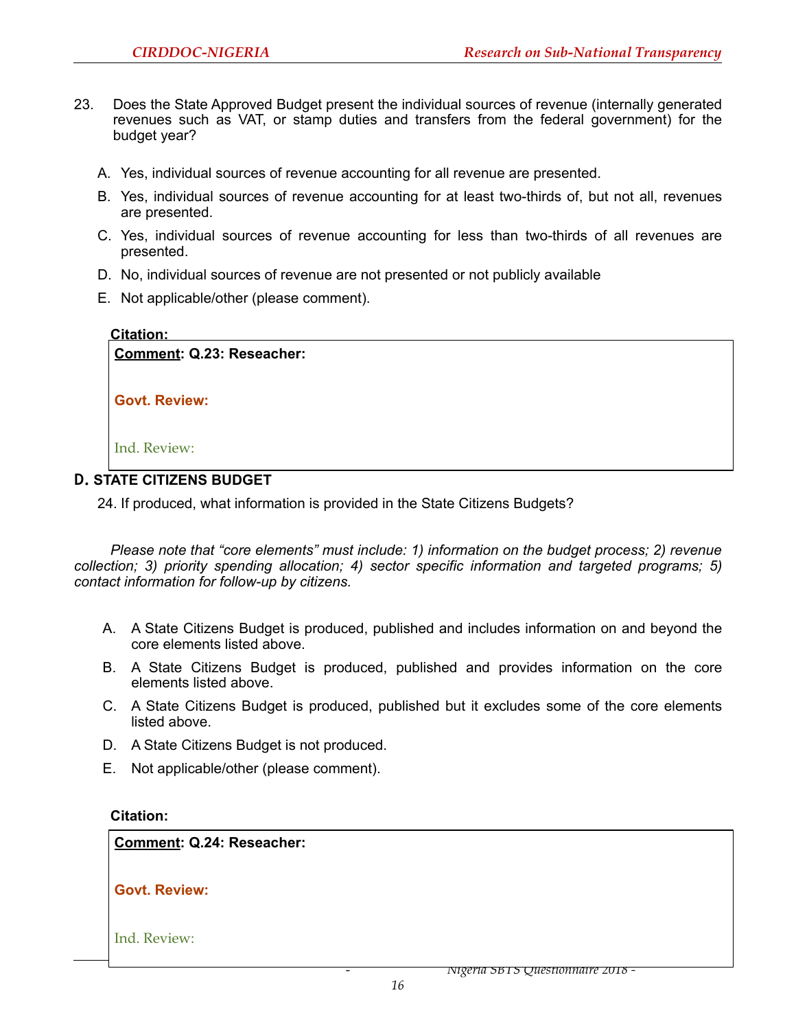23. Does the State Approved Budget present the individual sources of revenue (internally generated revenues such as VAT, or stamp duties and transfers from the federal government) for the budget year?

A. Yes, individual sources of revenue accounting for all revenue are presented.

B. Yes, individual sources of revenue accounting for at least two-thirds of, but not all, revenues are presented.

C. Yes, individual sources of revenue accounting for less than two-thirds of all revenues are presented.

D. No, individual sources of revenue are not presented or not publicly available

E. Not applicable/other (please comment).

**Citation:**

**Comment: Q.23: Reseacher:**

**Govt. Review:**

Ind. Review:

## D. STATE CITIZENS BUDGET

24. If produced, what information is provided in the State Citizens Budgets?

*Please note that "core elements" must include: 1) information on the budget process; 2) revenue collection; 3) priority spending allocation; 4) sector specific information and targeted programs; 5) contact information for follow-up by citizens.*

A. A State Citizens Budget is produced, published and includes information on and beyond the core elements listed above.

B. A State Citizens Budget is produced, published and provides information on the core elements listed above.

C. A State Citizens Budget is produced, published but it excludes some of the core elements listed above.

D. A State Citizens Budget is not produced.

E. Not applicable/other (please comment).

**Citation:**

**Comment: Q.24: Reseacher:**

**Govt. Review:**

Ind. Review: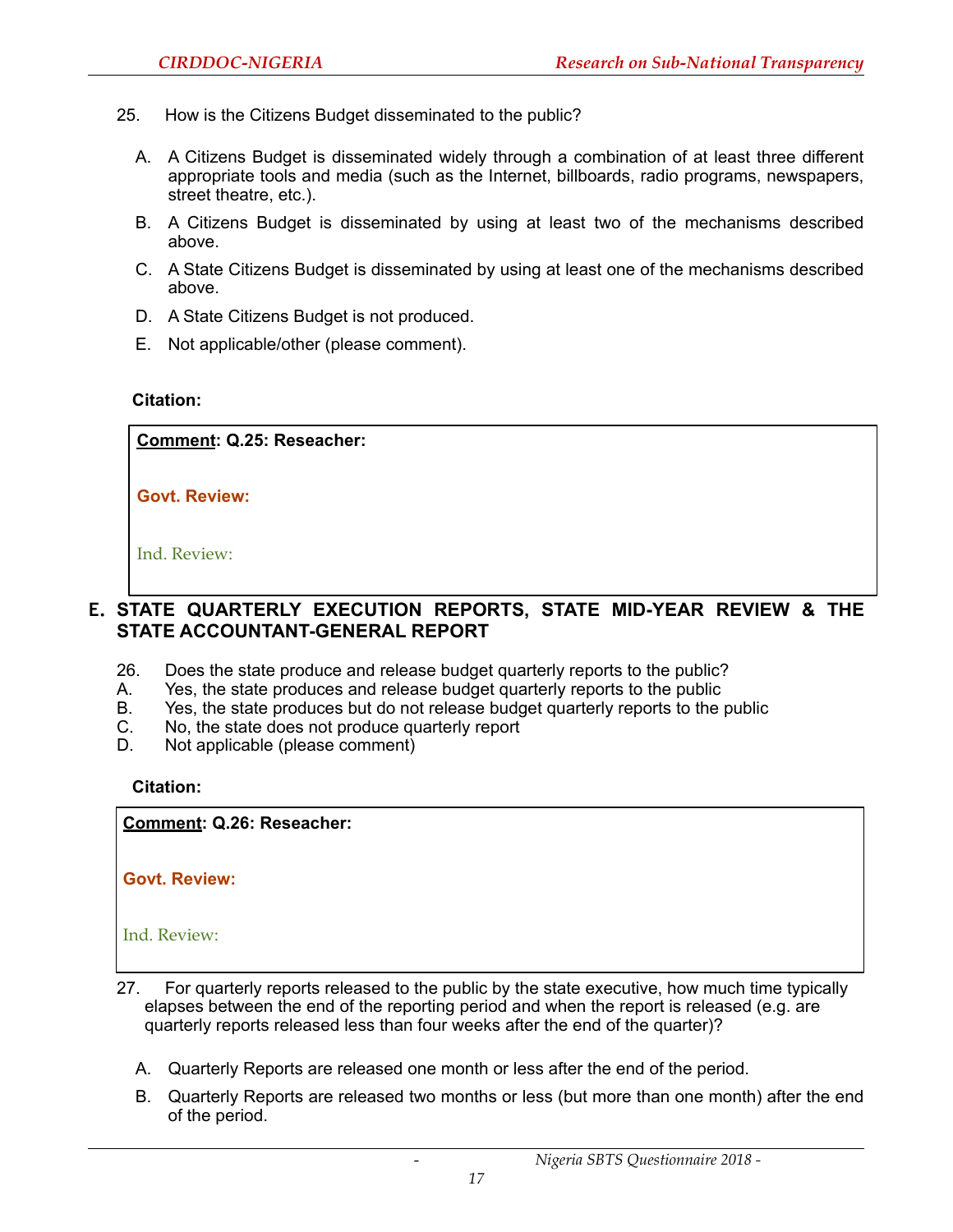25. How is the Citizens Budget disseminated to the public?

   A. A Citizens Budget is disseminated widely through a combination of at least three different appropriate tools and media (such as the Internet, billboards, radio programs, newspapers, street theatre, etc.).

   B. A Citizens Budget is disseminated by using at least two of the mechanisms described above.

   C. A State Citizens Budget is disseminated by using at least one of the mechanisms described above.

   D. A State Citizens Budget is not produced.

   E. Not applicable/other (please comment).

**Citation:**

**Comment: Q.25: Reseacher:**

**Govt. Review:**

Ind. Review:

## E. STATE QUARTERLY EXECUTION REPORTS, STATE MID-YEAR REVIEW & THE STATE ACCOUNTANT-GENERAL REPORT

26. Does the state produce and release budget quarterly reports to the public?
A. Yes, the state produces and release budget quarterly reports to the public
B. Yes, the state produces but do not release budget quarterly reports to the public
C. No, the state does not produce quarterly report
D. Not applicable (please comment)

**Citation:**

**Comment: Q.26: Reseacher:**

**Govt. Review:**

Ind. Review:

27. For quarterly reports released to the public by the state executive, how much time typically elapses between the end of the reporting period and when the report is released (e.g. are quarterly reports released less than four weeks after the end of the quarter)?

   A. Quarterly Reports are released one month or less after the end of the period.

   B. Quarterly Reports are released two months or less (but more than one month) after the end of the period.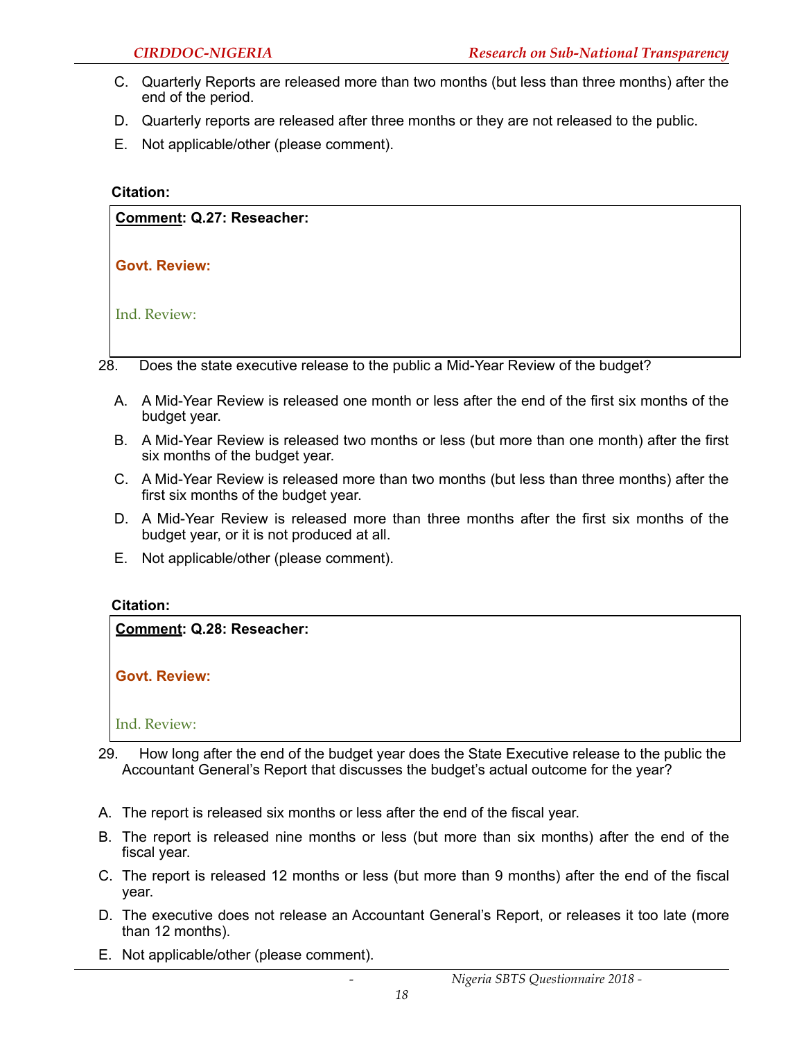C. Quarterly Reports are released more than two months (but less than three months) after the end of the period.

D. Quarterly reports are released after three months or they are not released to the public.

E. Not applicable/other (please comment).

**Citation:**

**Comment: Q.27: Reseacher:**

**Govt. Review:**

Ind. Review:

28. Does the state executive release to the public a Mid-Year Review of the budget?

A. A Mid-Year Review is released one month or less after the end of the first six months of the budget year.

B. A Mid-Year Review is released two months or less (but more than one month) after the first six months of the budget year.

C. A Mid-Year Review is released more than two months (but less than three months) after the first six months of the budget year.

D. A Mid-Year Review is released more than three months after the first six months of the budget year, or it is not produced at all.

E. Not applicable/other (please comment).

**Citation:**

**Comment: Q.28: Reseacher:**

**Govt. Review:**

Ind. Review:

29. How long after the end of the budget year does the State Executive release to the public the Accountant General's Report that discusses the budget's actual outcome for the year?

A. The report is released six months or less after the end of the fiscal year.

B. The report is released nine months or less (but more than six months) after the end of the fiscal year.

C. The report is released 12 months or less (but more than 9 months) after the end of the fiscal year.

D. The executive does not release an Accountant General's Report, or releases it too late (more than 12 months).

E. Not applicable/other (please comment).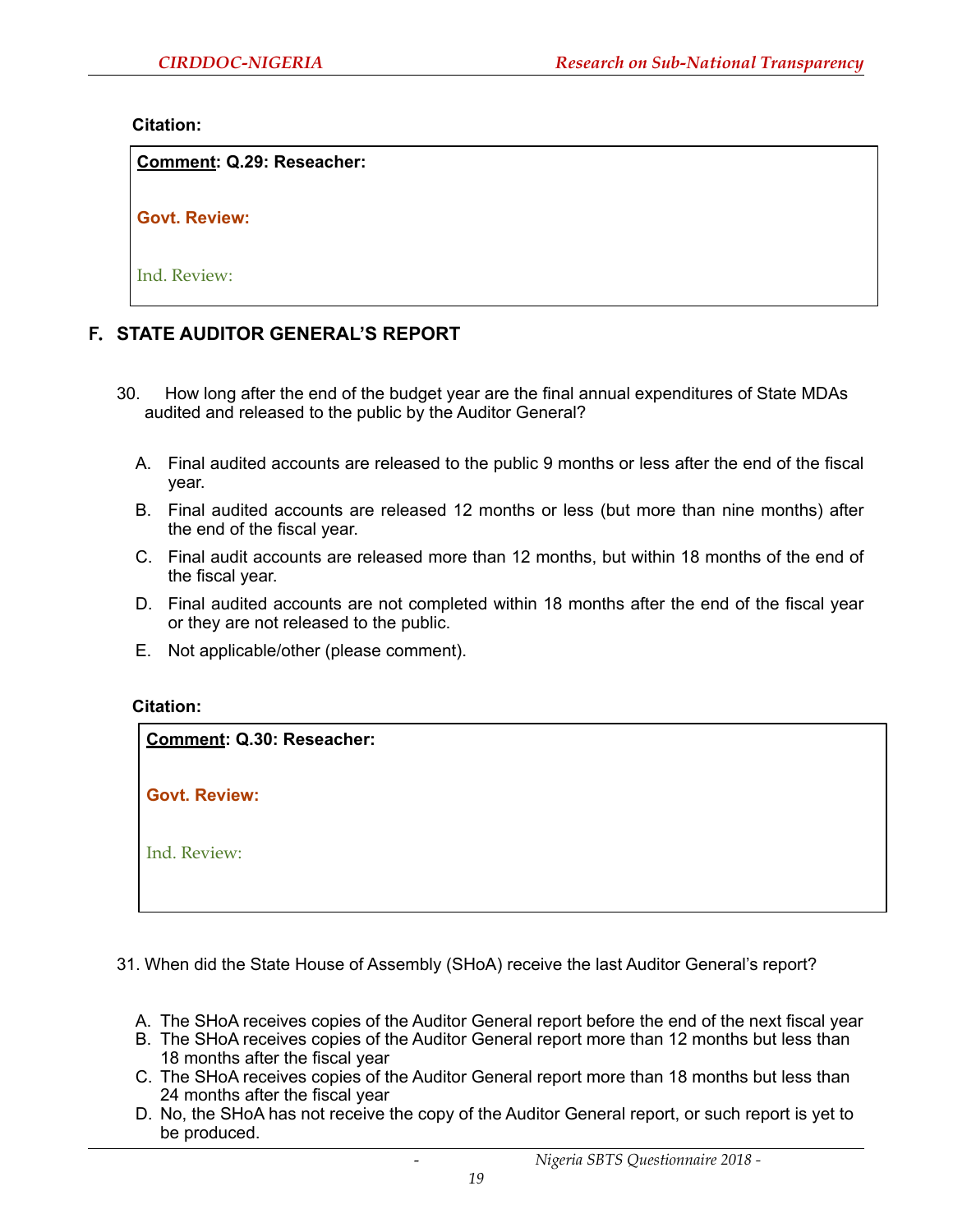**Citation:**

> **Comment: Q.29: Reseacher:**
>
> **Govt. Review:**
>
> Ind. Review:

## F. STATE AUDITOR GENERAL'S REPORT

30. How long after the end of the budget year are the final annual expenditures of State MDAs audited and released to the public by the Auditor General?

   A. Final audited accounts are released to the public 9 months or less after the end of the fiscal year.
   
   B. Final audited accounts are released 12 months or less (but more than nine months) after the end of the fiscal year.
   
   C. Final audit accounts are released more than 12 months, but within 18 months of the end of the fiscal year.
   
   D. Final audited accounts are not completed within 18 months after the end of the fiscal year or they are not released to the public.
   
   E. Not applicable/other (please comment).

**Citation:**

> **Comment: Q.30: Reseacher:**
>
> **Govt. Review:**
>
> Ind. Review:

31. When did the State House of Assembly (SHoA) receive the last Auditor General's report?

   A. The SHoA receives copies of the Auditor General report before the end of the next fiscal year
   B. The SHoA receives copies of the Auditor General report more than 12 months but less than 18 months after the fiscal year
   C. The SHoA receives copies of the Auditor General report more than 18 months but less than 24 months after the fiscal year
   D. No, the SHoA has not receive the copy of the Auditor General report, or such report is yet to be produced.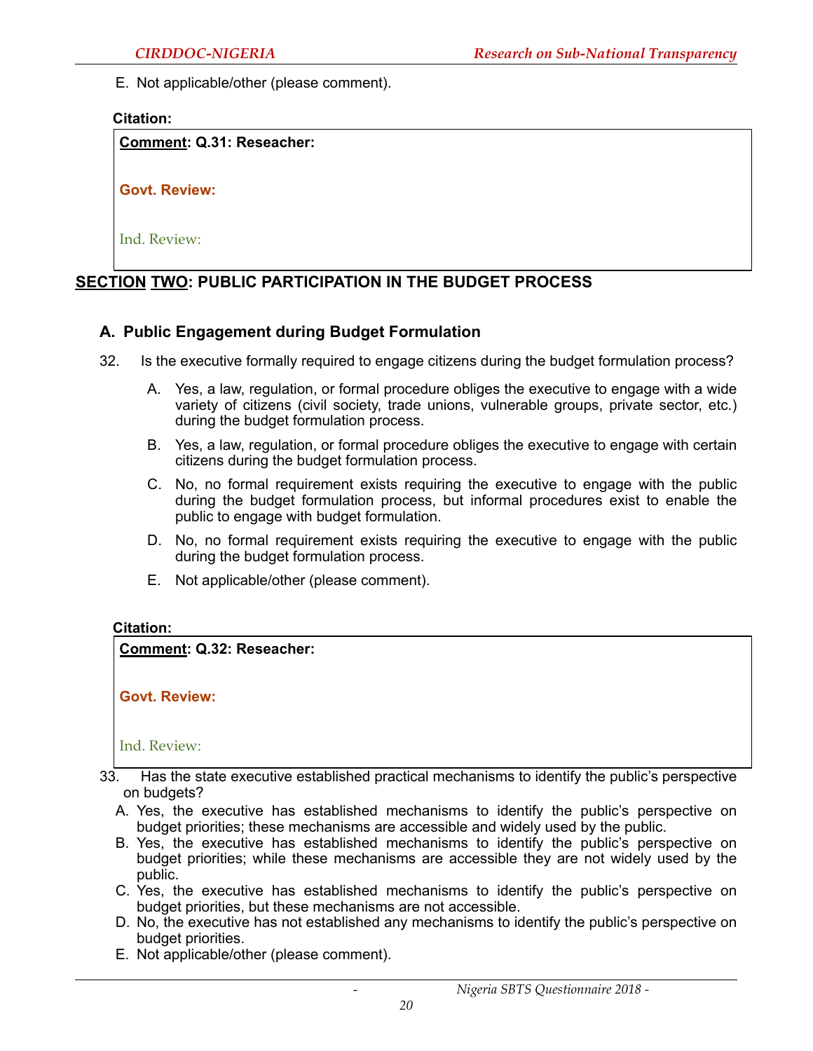E. Not applicable/other (please comment).

**Citation:**

**Comment: Q.31: Reseacher:**

**Govt. Review:**

Ind. Review:

## SECTION TWO: PUBLIC PARTICIPATION IN THE BUDGET PROCESS

### A. Public Engagement during Budget Formulation

32. Is the executive formally required to engage citizens during the budget formulation process?

    A. Yes, a law, regulation, or formal procedure obliges the executive to engage with a wide variety of citizens (civil society, trade unions, vulnerable groups, private sector, etc.) during the budget formulation process.

    B. Yes, a law, regulation, or formal procedure obliges the executive to engage with certain citizens during the budget formulation process.

    C. No, no formal requirement exists requiring the executive to engage with the public during the budget formulation process, but informal procedures exist to enable the public to engage with budget formulation.

    D. No, no formal requirement exists requiring the executive to engage with the public during the budget formulation process.

    E. Not applicable/other (please comment).

**Citation:**

**Comment: Q.32: Reseacher:**

**Govt. Review:**

Ind. Review:

33. Has the state executive established practical mechanisms to identify the public's perspective on budgets?

    A. Yes, the executive has established mechanisms to identify the public's perspective on budget priorities; these mechanisms are accessible and widely used by the public.
    B. Yes, the executive has established mechanisms to identify the public's perspective on budget priorities; while these mechanisms are accessible they are not widely used by the public.
    C. Yes, the executive has established mechanisms to identify the public's perspective on budget priorities, but these mechanisms are not accessible.
    D. No, the executive has not established any mechanisms to identify the public's perspective on budget priorities.
    E. Not applicable/other (please comment).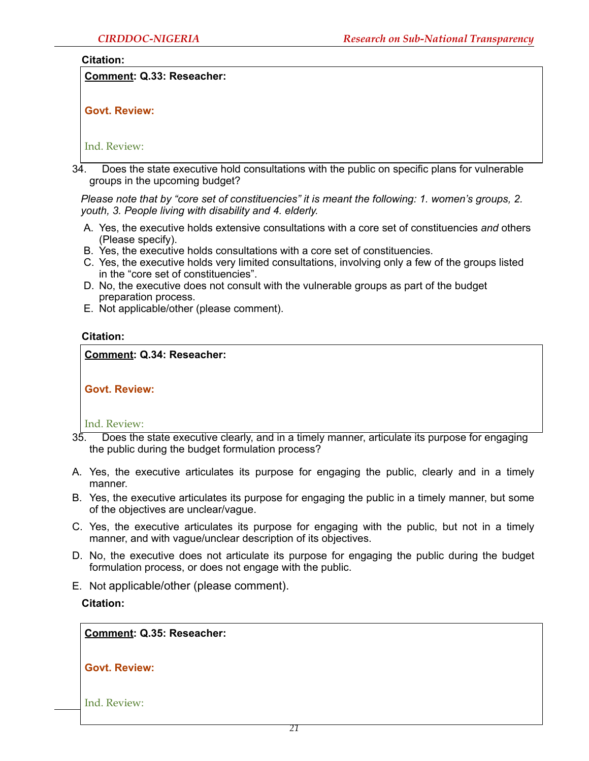**Citation:**

**Comment: Q.33: Reseacher:**

**Govt. Review:**

Ind. Review:

34. Does the state executive hold consultations with the public on specific plans for vulnerable groups in the upcoming budget?

*Please note that by "core set of constituencies" it is meant the following: 1. women's groups, 2. youth, 3. People living with disability and 4. elderly.*

A. Yes, the executive holds extensive consultations with a core set of constituencies *and* others (Please specify).
B. Yes, the executive holds consultations with a core set of constituencies.
C. Yes, the executive holds very limited consultations, involving only a few of the groups listed in the "core set of constituencies".
D. No, the executive does not consult with the vulnerable groups as part of the budget preparation process.
E. Not applicable/other (please comment).

**Citation:**

**Comment: Q.34: Reseacher:**

**Govt. Review:**

Ind. Review:

35. Does the state executive clearly, and in a timely manner, articulate its purpose for engaging the public during the budget formulation process?

A. Yes, the executive articulates its purpose for engaging the public, clearly and in a timely manner.
B. Yes, the executive articulates its purpose for engaging the public in a timely manner, but some of the objectives are unclear/vague.
C. Yes, the executive articulates its purpose for engaging with the public, but not in a timely manner, and with vague/unclear description of its objectives.
D. No, the executive does not articulate its purpose for engaging the public during the budget formulation process, or does not engage with the public.
E. Not applicable/other (please comment).

**Citation:**

**Comment: Q.35: Reseacher:**

**Govt. Review:**

Ind. Review: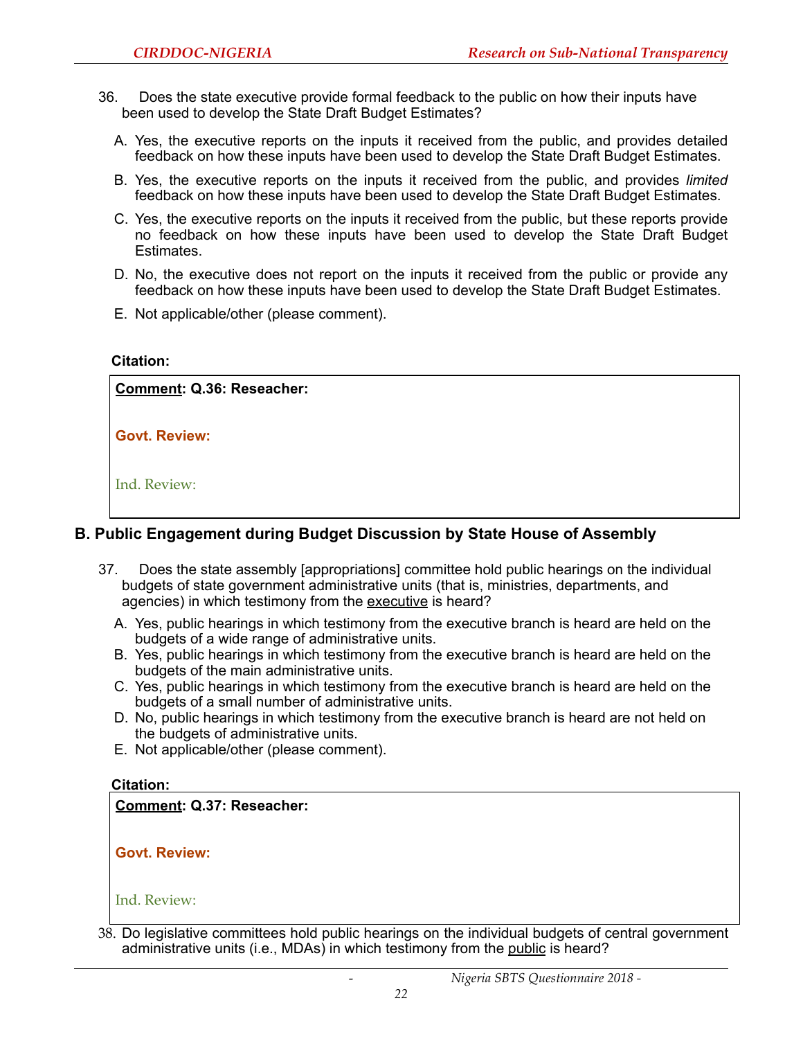36. Does the state executive provide formal feedback to the public on how their inputs have been used to develop the State Draft Budget Estimates?

   A. Yes, the executive reports on the inputs it received from the public, and provides detailed feedback on how these inputs have been used to develop the State Draft Budget Estimates.

   B. Yes, the executive reports on the inputs it received from the public, and provides *limited* feedback on how these inputs have been used to develop the State Draft Budget Estimates.

   C. Yes, the executive reports on the inputs it received from the public, but these reports provide no feedback on how these inputs have been used to develop the State Draft Budget Estimates.

   D. No, the executive does not report on the inputs it received from the public or provide any feedback on how these inputs have been used to develop the State Draft Budget Estimates.

   E. Not applicable/other (please comment).

**Citation:**

**Comment: Q.36: Reseacher:**

**Govt. Review:**

Ind. Review:

## B. Public Engagement during Budget Discussion by State House of Assembly

37. Does the state assembly [appropriations] committee hold public hearings on the individual budgets of state government administrative units (that is, ministries, departments, and agencies) in which testimony from the executive is heard?

   A. Yes, public hearings in which testimony from the executive branch is heard are held on the budgets of a wide range of administrative units.
   B. Yes, public hearings in which testimony from the executive branch is heard are held on the budgets of the main administrative units.
   C. Yes, public hearings in which testimony from the executive branch is heard are held on the budgets of a small number of administrative units.
   D. No, public hearings in which testimony from the executive branch is heard are not held on the budgets of administrative units.
   E. Not applicable/other (please comment).

**Citation:**

**Comment: Q.37: Reseacher:**

**Govt. Review:**

Ind. Review:

38. Do legislative committees hold public hearings on the individual budgets of central government administrative units (i.e., MDAs) in which testimony from the public is heard?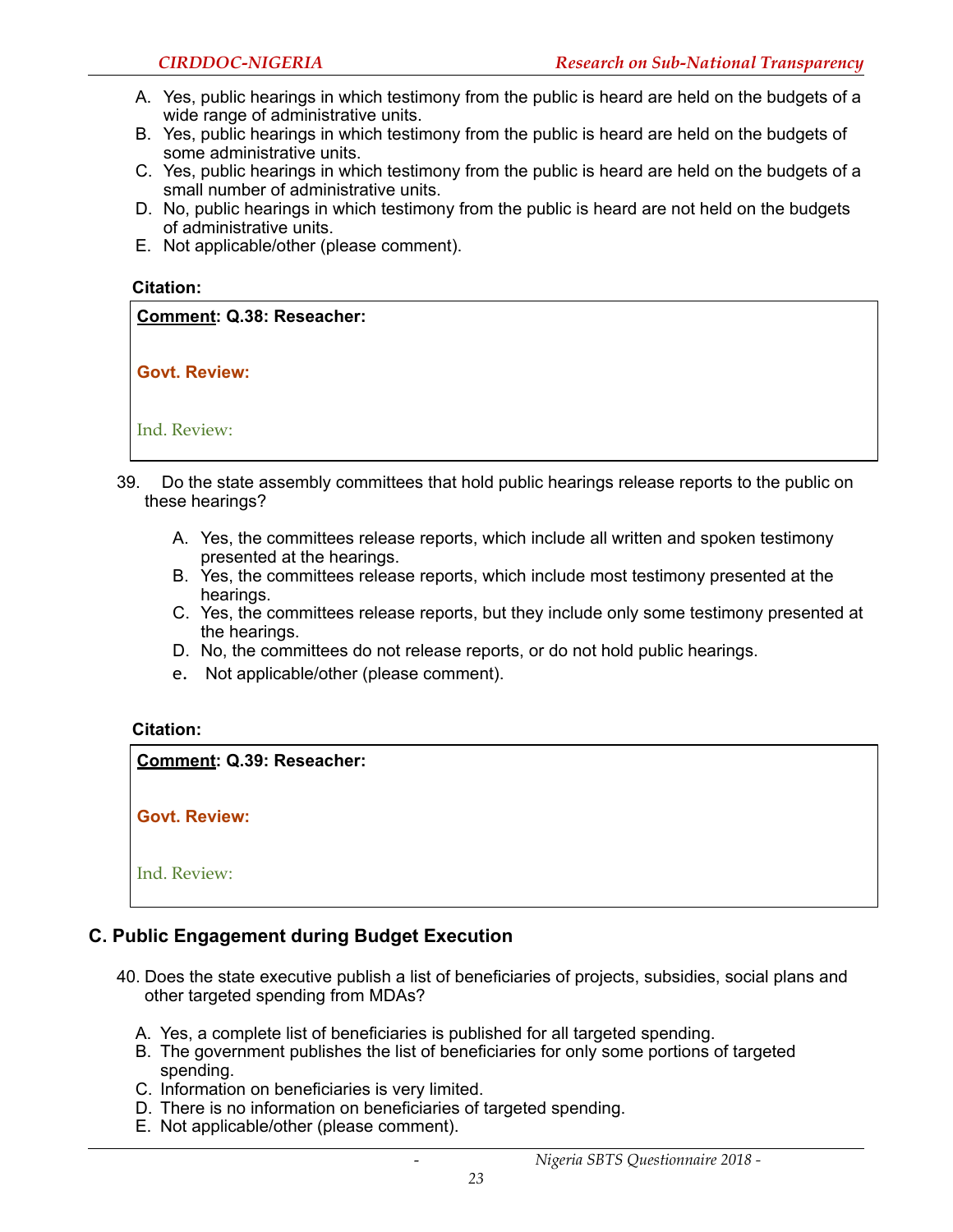A. Yes, public hearings in which testimony from the public is heard are held on the budgets of a wide range of administrative units.
B. Yes, public hearings in which testimony from the public is heard are held on the budgets of some administrative units.
C. Yes, public hearings in which testimony from the public is heard are held on the budgets of a small number of administrative units.
D. No, public hearings in which testimony from the public is heard are not held on the budgets of administrative units.
E. Not applicable/other (please comment).

**Citation:**

**<u>Comment</u>: Q.38: Reseacher:**

**Govt. Review:**

Ind. Review:

39. Do the state assembly committees that hold public hearings release reports to the public on these hearings?

A. Yes, the committees release reports, which include all written and spoken testimony presented at the hearings.
B. Yes, the committees release reports, which include most testimony presented at the hearings.
C. Yes, the committees release reports, but they include only some testimony presented at the hearings.
D. No, the committees do not release reports, or do not hold public hearings.
e. Not applicable/other (please comment).

**Citation:**

**<u>Comment</u>: Q.39: Reseacher:**

**Govt. Review:**

Ind. Review:

## C. Public Engagement during Budget Execution

40. Does the state executive publish a list of beneficiaries of projects, subsidies, social plans and other targeted spending from MDAs?

A. Yes, a complete list of beneficiaries is published for all targeted spending.
B. The government publishes the list of beneficiaries for only some portions of targeted spending.
C. Information on beneficiaries is very limited.
D. There is no information on beneficiaries of targeted spending.
E. Not applicable/other (please comment).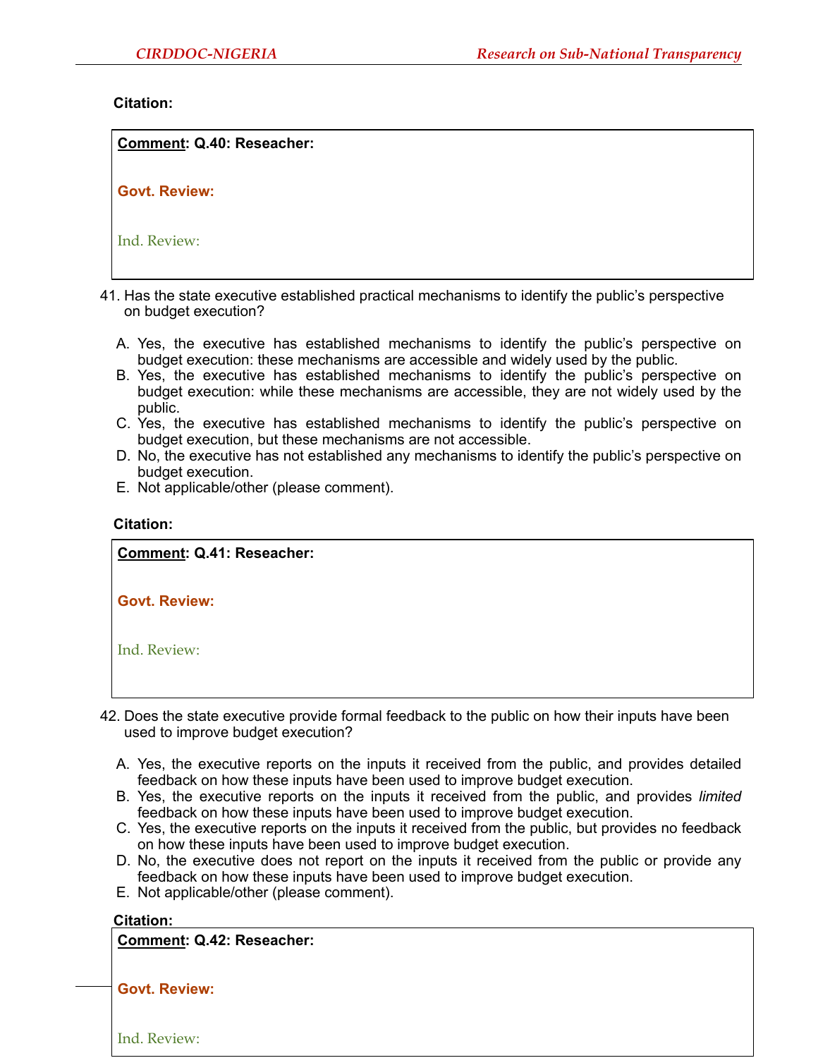**Citation:**

**Comment: Q.40: Reseacher:**

**Govt. Review:**

Ind. Review:

41. Has the state executive established practical mechanisms to identify the public's perspective on budget execution?

    A. Yes, the executive has established mechanisms to identify the public's perspective on budget execution: these mechanisms are accessible and widely used by the public.
    B. Yes, the executive has established mechanisms to identify the public's perspective on budget execution: while these mechanisms are accessible, they are not widely used by the public.
    C. Yes, the executive has established mechanisms to identify the public's perspective on budget execution, but these mechanisms are not accessible.
    D. No, the executive has not established any mechanisms to identify the public's perspective on budget execution.
    E. Not applicable/other (please comment).

**Citation:**

**Comment: Q.41: Reseacher:**

**Govt. Review:**

Ind. Review:

42. Does the state executive provide formal feedback to the public on how their inputs have been used to improve budget execution?

    A. Yes, the executive reports on the inputs it received from the public, and provides detailed feedback on how these inputs have been used to improve budget execution.
    B. Yes, the executive reports on the inputs it received from the public, and provides *limited* feedback on how these inputs have been used to improve budget execution.
    C. Yes, the executive reports on the inputs it received from the public, but provides no feedback on how these inputs have been used to improve budget execution.
    D. No, the executive does not report on the inputs it received from the public or provide any feedback on how these inputs have been used to improve budget execution.
    E. Not applicable/other (please comment).

**Citation:**

**Comment: Q.42: Reseacher:**

**Govt. Review:**

Ind. Review: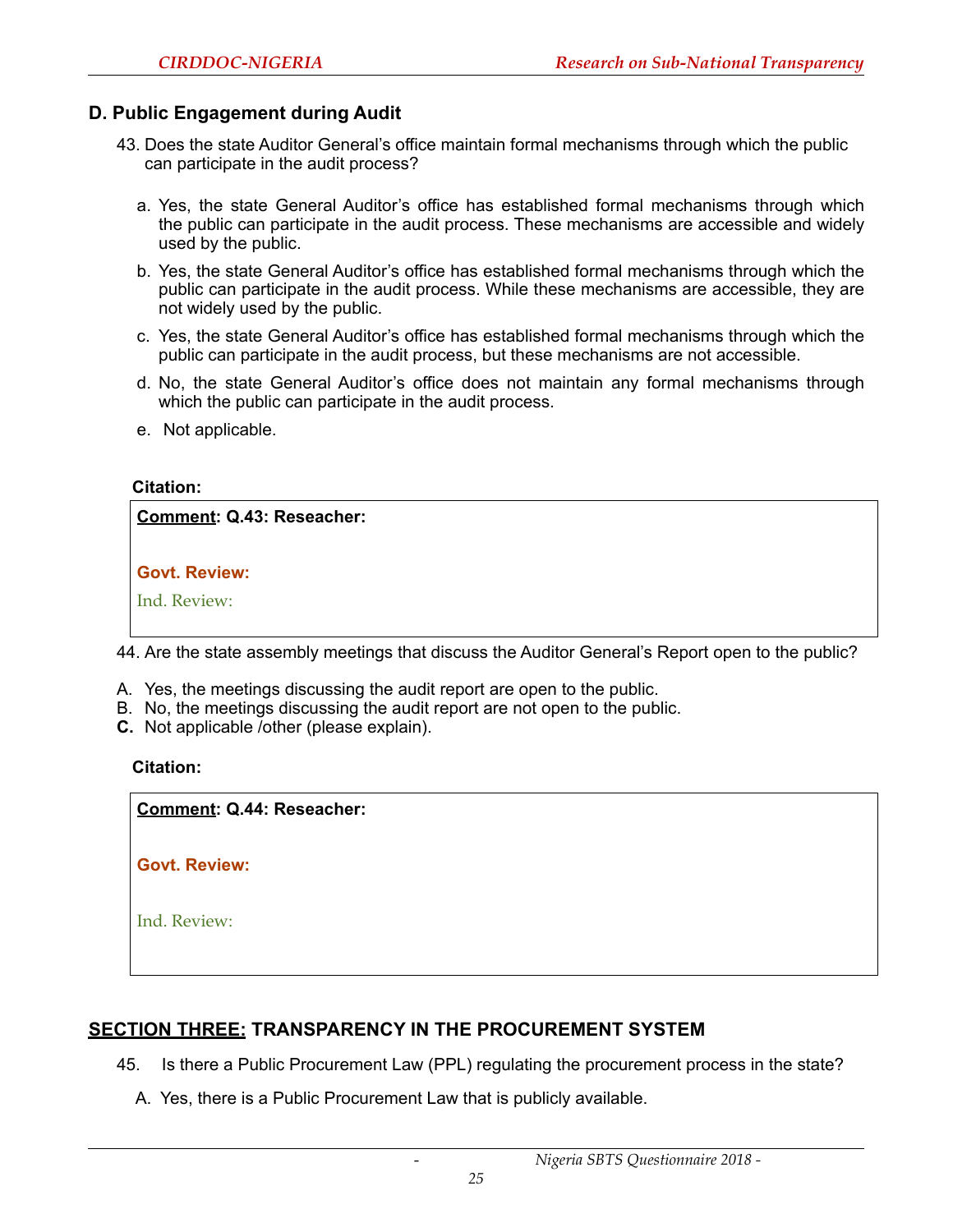### D. Public Engagement during Audit

43. Does the state Auditor General's office maintain formal mechanisms through which the public can participate in the audit process?

   a. Yes, the state General Auditor's office has established formal mechanisms through which the public can participate in the audit process. These mechanisms are accessible and widely used by the public.

   b. Yes, the state General Auditor's office has established formal mechanisms through which the public can participate in the audit process. While these mechanisms are accessible, they are not widely used by the public.

   c. Yes, the state General Auditor's office has established formal mechanisms through which the public can participate in the audit process, but these mechanisms are not accessible.

   d. No, the state General Auditor's office does not maintain any formal mechanisms through which the public can participate in the audit process.

   e. Not applicable.

**Citation:**

> **Comment: Q.43: Reseacher:**
>
> **Govt. Review:**
>
> Ind. Review:

44. Are the state assembly meetings that discuss the Auditor General's Report open to the public?

A. Yes, the meetings discussing the audit report are open to the public.
B. No, the meetings discussing the audit report are not open to the public.
**C.** Not applicable /other (please explain).

**Citation:**

> **Comment: Q.44: Reseacher:**
>
> **Govt. Review:**
>
> Ind. Review:

## SECTION THREE: TRANSPARENCY IN THE PROCUREMENT SYSTEM

45. Is there a Public Procurement Law (PPL) regulating the procurement process in the state?

   A. Yes, there is a Public Procurement Law that is publicly available.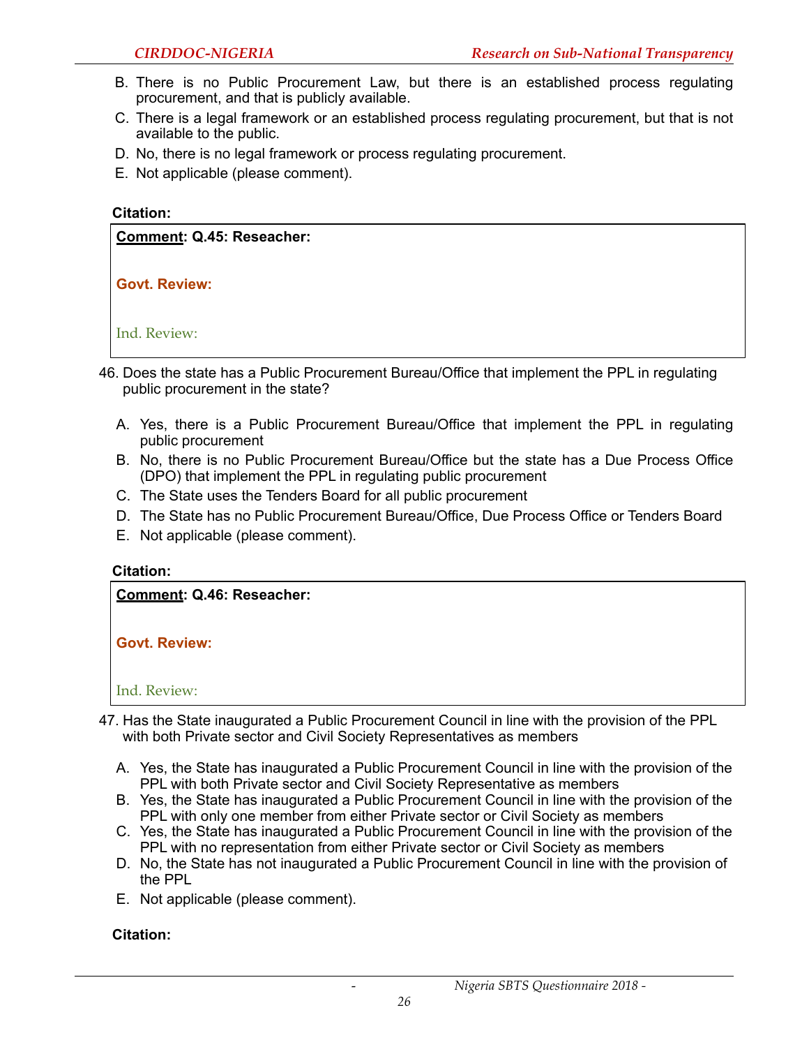B. There is no Public Procurement Law, but there is an established process regulating procurement, and that is publicly available.
C. There is a legal framework or an established process regulating procurement, but that is not available to the public.
D. No, there is no legal framework or process regulating procurement.
E. Not applicable (please comment).

**Citation:**

**Comment: Q.45: Reseacher:**

**Govt. Review:**

Ind. Review:

46. Does the state has a Public Procurement Bureau/Office that implement the PPL in regulating public procurement in the state?

A. Yes, there is a Public Procurement Bureau/Office that implement the PPL in regulating public procurement
B. No, there is no Public Procurement Bureau/Office but the state has a Due Process Office (DPO) that implement the PPL in regulating public procurement
C. The State uses the Tenders Board for all public procurement
D. The State has no Public Procurement Bureau/Office, Due Process Office or Tenders Board
E. Not applicable (please comment).

**Citation:**

**Comment: Q.46: Reseacher:**

**Govt. Review:**

Ind. Review:

47. Has the State inaugurated a Public Procurement Council in line with the provision of the PPL with both Private sector and Civil Society Representatives as members

A. Yes, the State has inaugurated a Public Procurement Council in line with the provision of the PPL with both Private sector and Civil Society Representative as members
B. Yes, the State has inaugurated a Public Procurement Council in line with the provision of the PPL with only one member from either Private sector or Civil Society as members
C. Yes, the State has inaugurated a Public Procurement Council in line with the provision of the PPL with no representation from either Private sector or Civil Society as members
D. No, the State has not inaugurated a Public Procurement Council in line with the provision of the PPL
E. Not applicable (please comment).

**Citation:**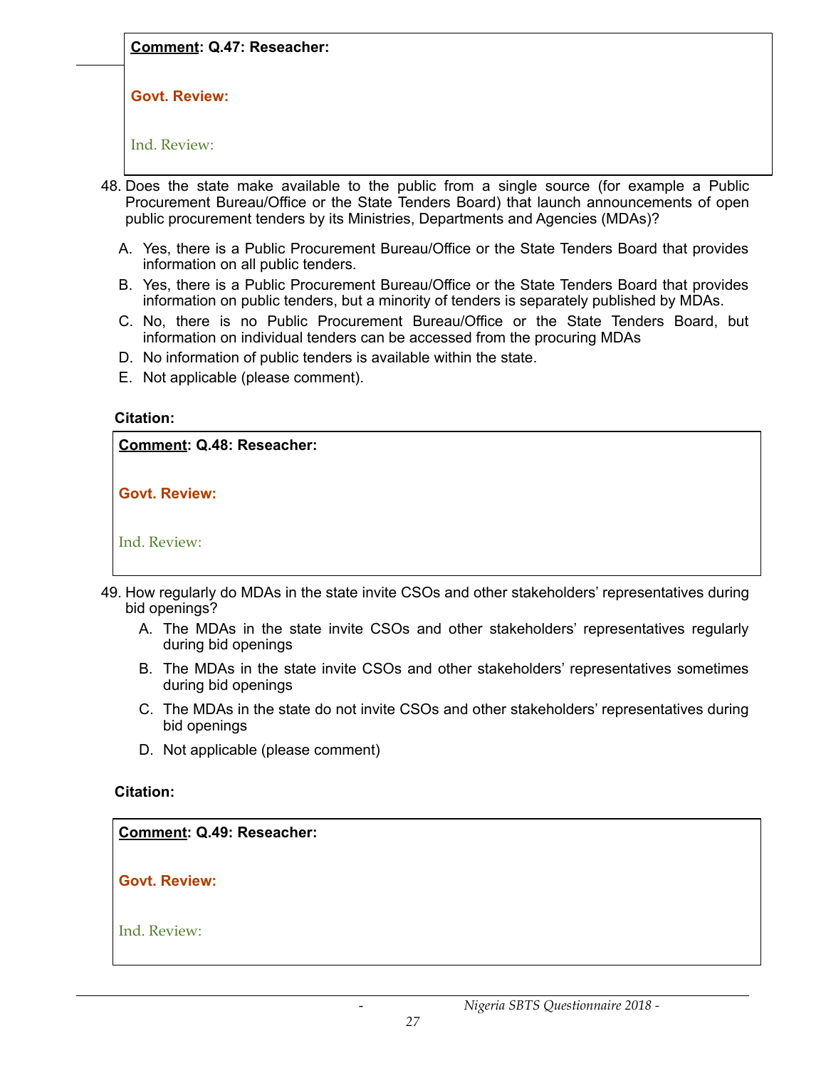**Comment: Q.47: Reseacher:**

**Govt. Review:**

Ind. Review:

48. Does the state make available to the public from a single source (for example a Public Procurement Bureau/Office or the State Tenders Board) that launch announcements of open public procurement tenders by its Ministries, Departments and Agencies (MDAs)?

    A. Yes, there is a Public Procurement Bureau/Office or the State Tenders Board that provides information on all public tenders.
    B. Yes, there is a Public Procurement Bureau/Office or the State Tenders Board that provides information on public tenders, but a minority of tenders is separately published by MDAs.
    C. No, there is no Public Procurement Bureau/Office or the State Tenders Board, but information on individual tenders can be accessed from the procuring MDAs
    D. No information of public tenders is available within the state.
    E. Not applicable (please comment).

**Citation:**

**Comment: Q.48: Reseacher:**

**Govt. Review:**

Ind. Review:

49. How regularly do MDAs in the state invite CSOs and other stakeholders' representatives during bid openings?

    A. The MDAs in the state invite CSOs and other stakeholders' representatives regularly during bid openings
    B. The MDAs in the state invite CSOs and other stakeholders' representatives sometimes during bid openings
    C. The MDAs in the state do not invite CSOs and other stakeholders' representatives during bid openings
    D. Not applicable (please comment)

**Citation:**

**Comment: Q.49: Reseacher:**

**Govt. Review:**

Ind. Review: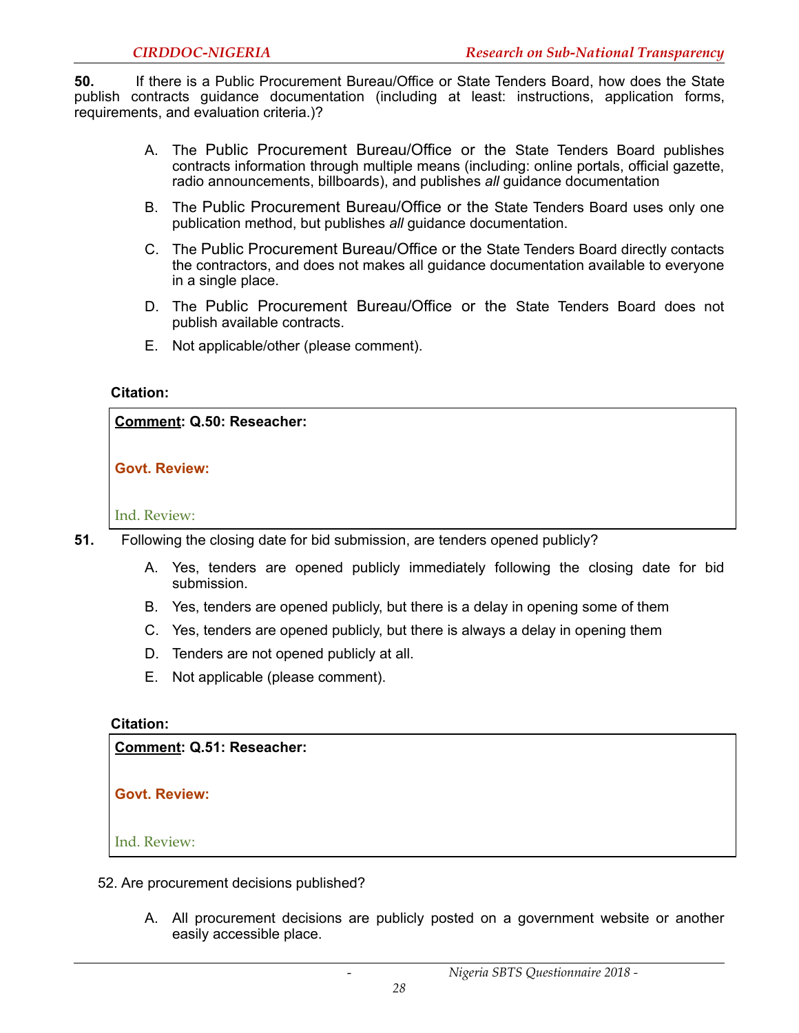**50.** If there is a Public Procurement Bureau/Office or State Tenders Board, how does the State publish contracts guidance documentation (including at least: instructions, application forms, requirements, and evaluation criteria.)?

A. The Public Procurement Bureau/Office or the State Tenders Board publishes contracts information through multiple means (including: online portals, official gazette, radio announcements, billboards), and publishes *all* guidance documentation

B. The Public Procurement Bureau/Office or the State Tenders Board uses only one publication method, but publishes *all* guidance documentation.

C. The Public Procurement Bureau/Office or the State Tenders Board directly contacts the contractors, and does not makes all guidance documentation available to everyone in a single place.

D. The Public Procurement Bureau/Office or the State Tenders Board does not publish available contracts.

E. Not applicable/other (please comment).

**Citation:**

**<u>Comment</u>: Q.50: Reseacher:**

**Govt. Review:**

Ind. Review:

**51.** Following the closing date for bid submission, are tenders opened publicly?

A. Yes, tenders are opened publicly immediately following the closing date for bid submission.

B. Yes, tenders are opened publicly, but there is a delay in opening some of them

C. Yes, tenders are opened publicly, but there is always a delay in opening them

D. Tenders are not opened publicly at all.

E. Not applicable (please comment).

**Citation:**

**<u>Comment</u>: Q.51: Reseacher:**

**Govt. Review:**

Ind. Review:

52. Are procurement decisions published?

A. All procurement decisions are publicly posted on a government website or another easily accessible place.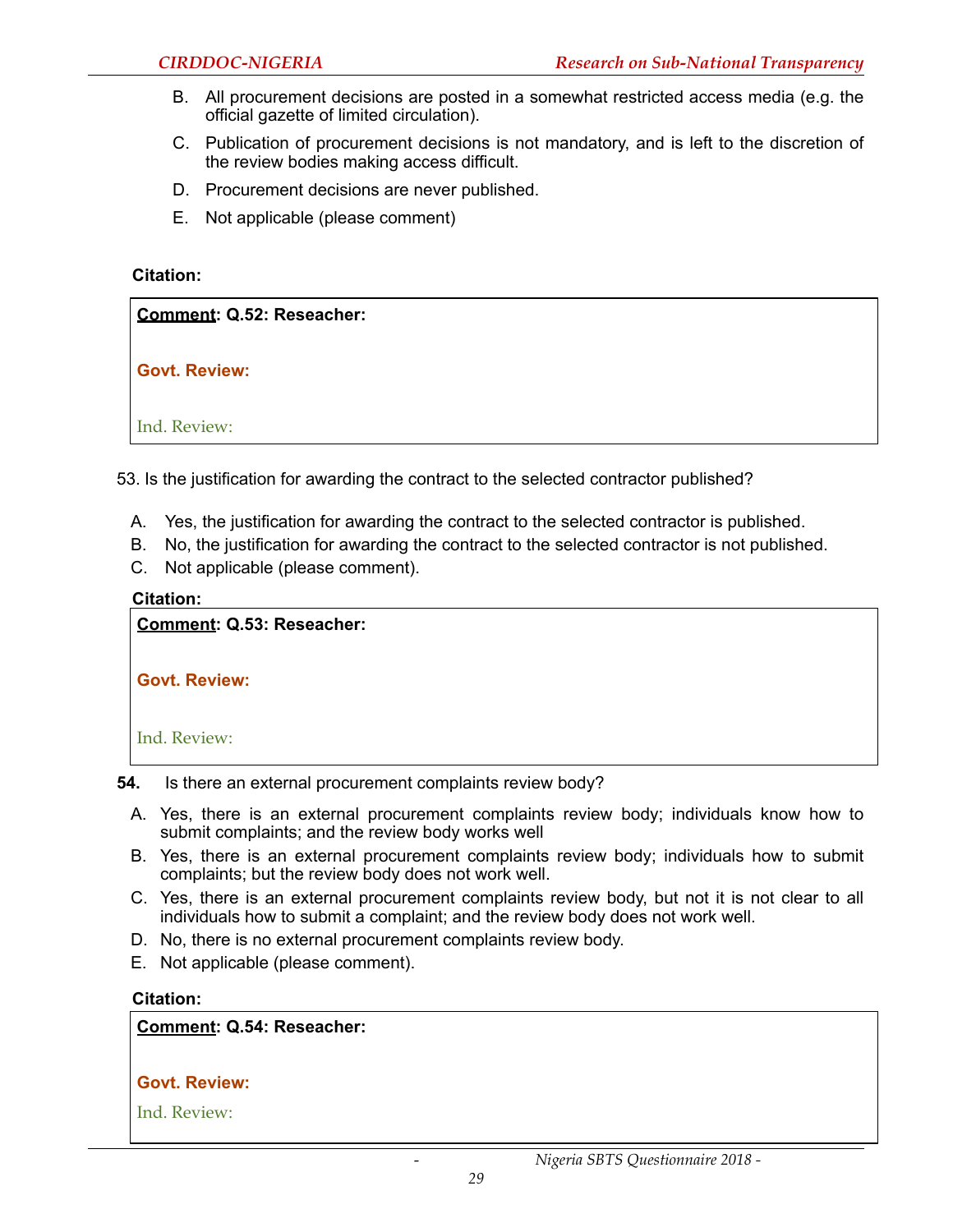B. All procurement decisions are posted in a somewhat restricted access media (e.g. the official gazette of limited circulation).

C. Publication of procurement decisions is not mandatory, and is left to the discretion of the review bodies making access difficult.

D. Procurement decisions are never published.

E. Not applicable (please comment)

**Citation:**

| **Comment: Q.52: Reseacher:**<br><br>**Govt. Review:**<br><br>Ind. Review: |
|---|

53. Is the justification for awarding the contract to the selected contractor published?

A. Yes, the justification for awarding the contract to the selected contractor is published.
B. No, the justification for awarding the contract to the selected contractor is not published.
C. Not applicable (please comment).

**Citation:**

| **Comment: Q.53: Reseacher:**<br><br>**Govt. Review:**<br><br>Ind. Review: |
|---|

**54.** Is there an external procurement complaints review body?

A. Yes, there is an external procurement complaints review body; individuals know how to submit complaints; and the review body works well
B. Yes, there is an external procurement complaints review body; individuals how to submit complaints; but the review body does not work well.
C. Yes, there is an external procurement complaints review body, but not it is not clear to all individuals how to submit a complaint; and the review body does not work well.
D. No, there is no external procurement complaints review body.
E. Not applicable (please comment).

**Citation:**

| **Comment: Q.54: Reseacher:**<br><br>**Govt. Review:**<br><br>Ind. Review: |
|---|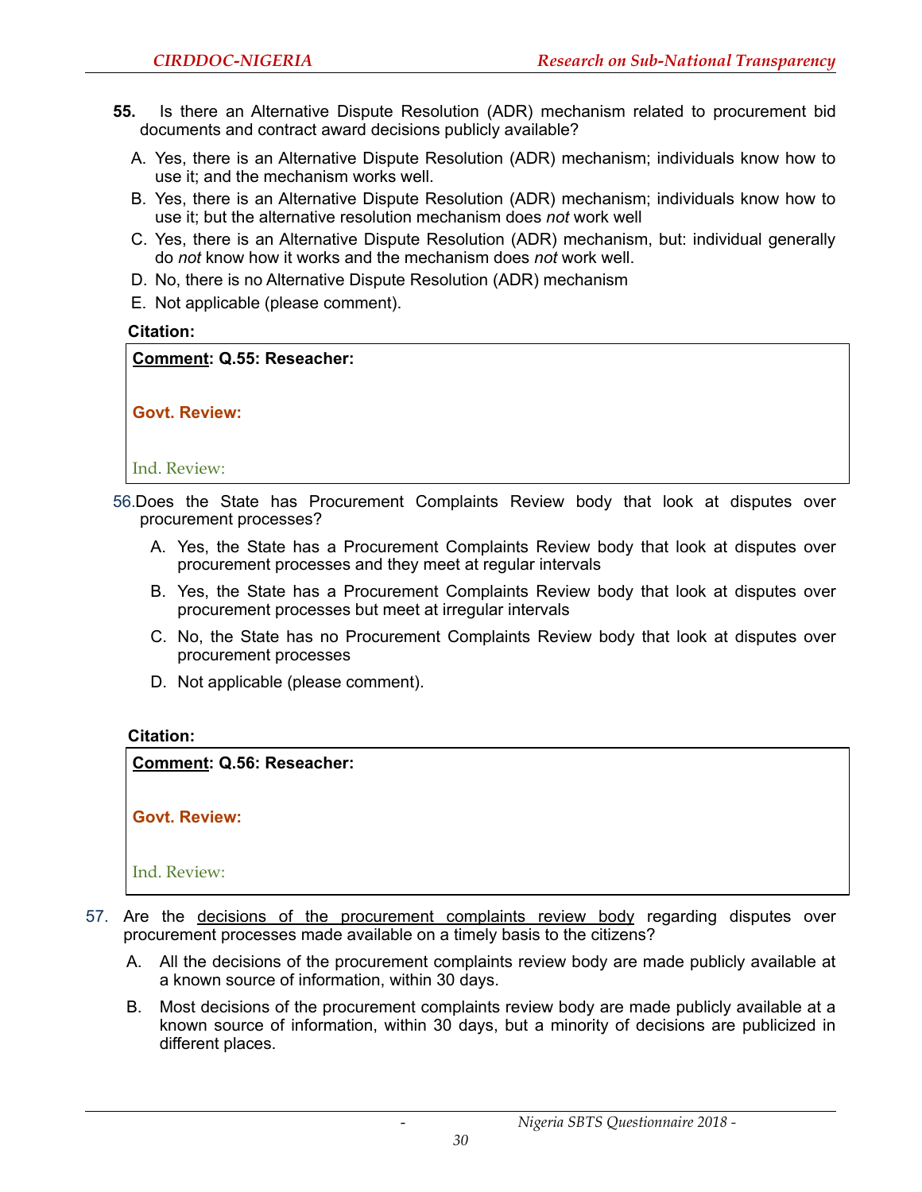**55.** Is there an Alternative Dispute Resolution (ADR) mechanism related to procurement bid documents and contract award decisions publicly available?

A. Yes, there is an Alternative Dispute Resolution (ADR) mechanism; individuals know how to use it; and the mechanism works well.

B. Yes, there is an Alternative Dispute Resolution (ADR) mechanism; individuals know how to use it; but the alternative resolution mechanism does *not* work well

C. Yes, there is an Alternative Dispute Resolution (ADR) mechanism, but: individual generally do *not* know how it works and the mechanism does *not* work well.

D. No, there is no Alternative Dispute Resolution (ADR) mechanism

E. Not applicable (please comment).

**Citation:**

| **Comment: Q.55: Reseacher:** <br><br> **Govt. Review:** <br><br> Ind. Review: |
|---|

56. Does the State has Procurement Complaints Review body that look at disputes over procurement processes?

A. Yes, the State has a Procurement Complaints Review body that look at disputes over procurement processes and they meet at regular intervals

B. Yes, the State has a Procurement Complaints Review body that look at disputes over procurement processes but meet at irregular intervals

C. No, the State has no Procurement Complaints Review body that look at disputes over procurement processes

D. Not applicable (please comment).

**Citation:**

| **Comment: Q.56: Reseacher:** <br><br> **Govt. Review:** <br><br> Ind. Review: |
|---|

57. Are the decisions of the procurement complaints review body regarding disputes over procurement processes made available on a timely basis to the citizens?

A. All the decisions of the procurement complaints review body are made publicly available at a known source of information, within 30 days.

B. Most decisions of the procurement complaints review body are made publicly available at a known source of information, within 30 days, but a minority of decisions are publicized in different places.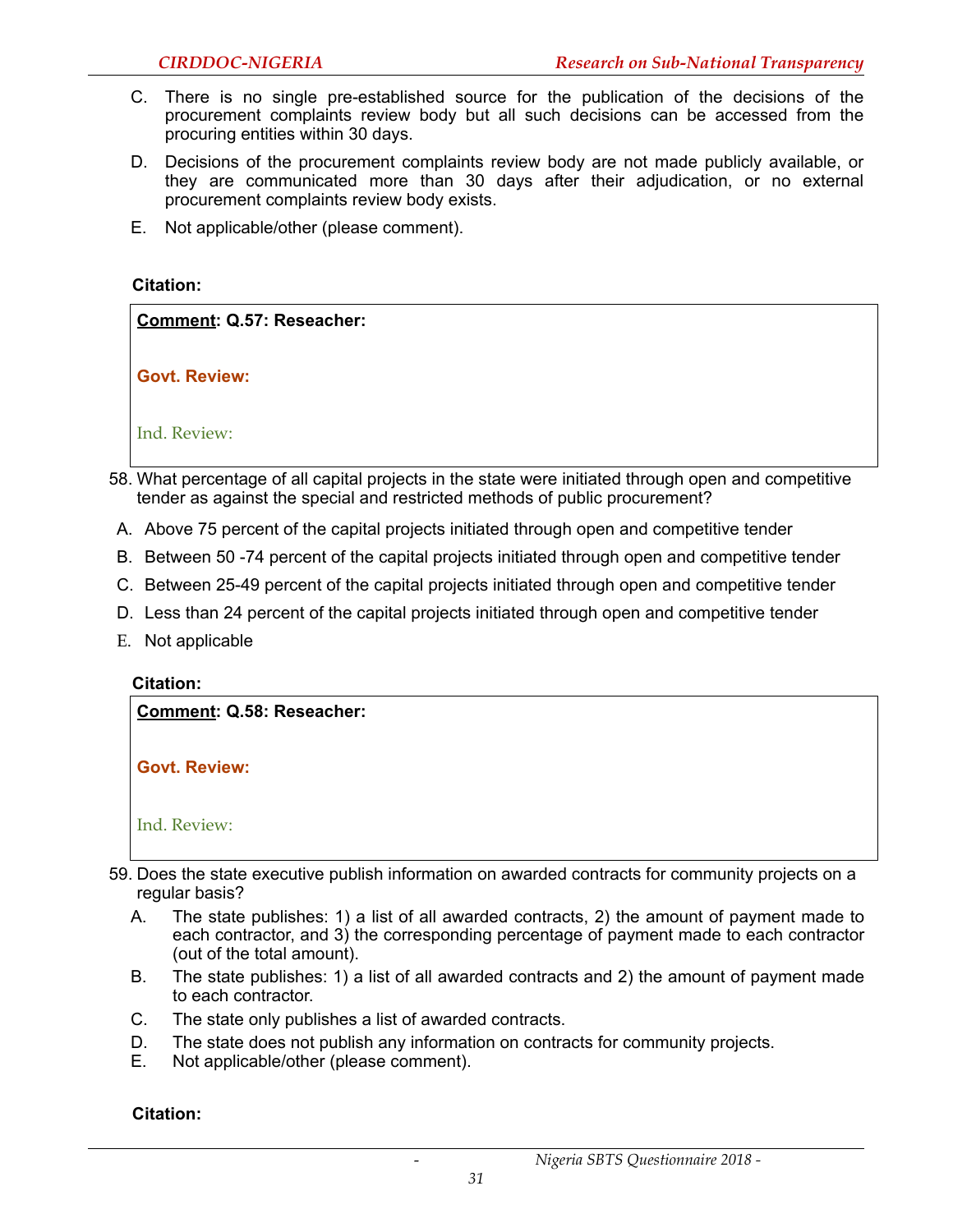C. There is no single pre-established source for the publication of the decisions of the procurement complaints review body but all such decisions can be accessed from the procuring entities within 30 days.

D. Decisions of the procurement complaints review body are not made publicly available, or they are communicated more than 30 days after their adjudication, or no external procurement complaints review body exists.

E. Not applicable/other (please comment).

**Citation:**

| **<u>Comment</u>: Q.57: Reseacher:**<br><br>**Govt. Review:**<br><br>Ind. Review: |
|---|

58. What percentage of all capital projects in the state were initiated through open and competitive tender as against the special and restricted methods of public procurement?

A. Above 75 percent of the capital projects initiated through open and competitive tender

B. Between 50 -74 percent of the capital projects initiated through open and competitive tender

C. Between 25-49 percent of the capital projects initiated through open and competitive tender

D. Less than 24 percent of the capital projects initiated through open and competitive tender

E. Not applicable

**Citation:**

| **<u>Comment</u>: Q.58: Reseacher:**<br><br>**Govt. Review:**<br><br>Ind. Review: |
|---|

59. Does the state executive publish information on awarded contracts for community projects on a regular basis?

A. The state publishes: 1) a list of all awarded contracts, 2) the amount of payment made to each contractor, and 3) the corresponding percentage of payment made to each contractor (out of the total amount).

B. The state publishes: 1) a list of all awarded contracts and 2) the amount of payment made to each contractor.

C. The state only publishes a list of awarded contracts.

D. The state does not publish any information on contracts for community projects.

E. Not applicable/other (please comment).

**Citation:**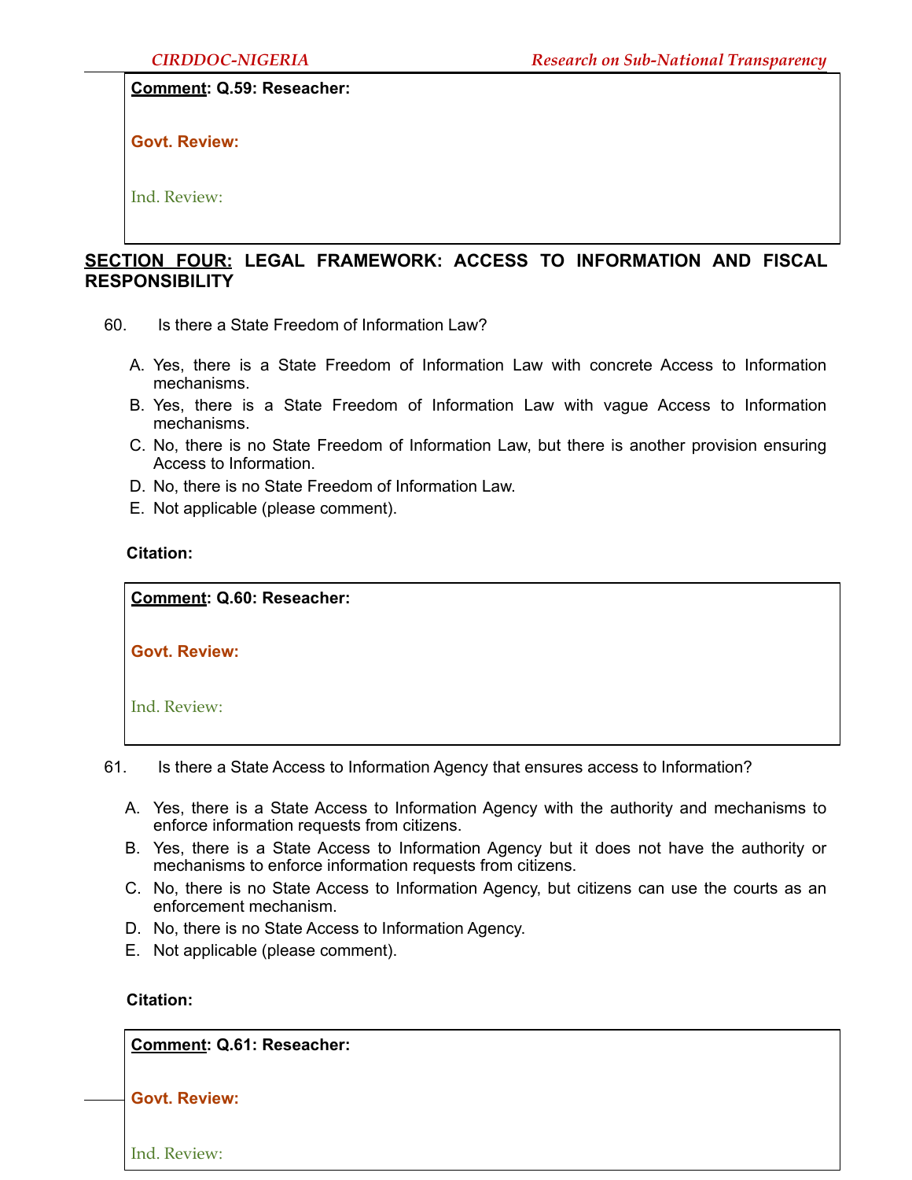**Comment**: **Q.59: Reseacher:**

**Govt. Review:**

Ind. Review:

## **SECTION FOUR:** LEGAL FRAMEWORK: ACCESS TO INFORMATION AND FISCAL RESPONSIBILITY

60. Is there a State Freedom of Information Law?

A. Yes, there is a State Freedom of Information Law with concrete Access to Information mechanisms.
B. Yes, there is a State Freedom of Information Law with vague Access to Information mechanisms.
C. No, there is no State Freedom of Information Law, but there is another provision ensuring Access to Information.
D. No, there is no State Freedom of Information Law.
E. Not applicable (please comment).

**Citation:**

**Comment**: **Q.60: Reseacher:**

**Govt. Review:**

Ind. Review:

61. Is there a State Access to Information Agency that ensures access to Information?

A. Yes, there is a State Access to Information Agency with the authority and mechanisms to enforce information requests from citizens.
B. Yes, there is a State Access to Information Agency but it does not have the authority or mechanisms to enforce information requests from citizens.
C. No, there is no State Access to Information Agency, but citizens can use the courts as an enforcement mechanism.
D. No, there is no State Access to Information Agency.
E. Not applicable (please comment).

**Citation:**

**Comment**: **Q.61: Reseacher:**

**Govt. Review:**

Ind. Review: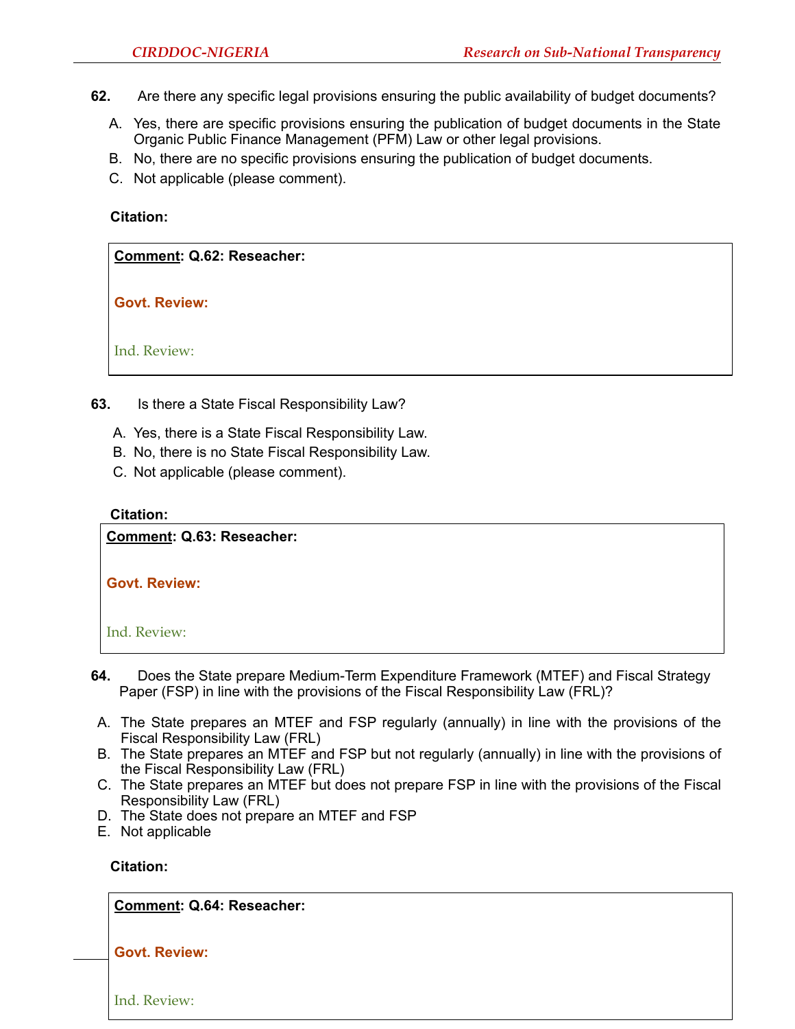**62.** Are there any specific legal provisions ensuring the public availability of budget documents?

A. Yes, there are specific provisions ensuring the publication of budget documents in the State Organic Public Finance Management (PFM) Law or other legal provisions.
B. No, there are no specific provisions ensuring the publication of budget documents.
C. Not applicable (please comment).

**Citation:**

**Comment: Q.62: Reseacher:**

**Govt. Review:**

Ind. Review:

**63.** Is there a State Fiscal Responsibility Law?

A. Yes, there is a State Fiscal Responsibility Law.
B. No, there is no State Fiscal Responsibility Law.
C. Not applicable (please comment).

**Citation:**

**Comment: Q.63: Reseacher:**

**Govt. Review:**

Ind. Review:

**64.** Does the State prepare Medium-Term Expenditure Framework (MTEF) and Fiscal Strategy Paper (FSP) in line with the provisions of the Fiscal Responsibility Law (FRL)?

A. The State prepares an MTEF and FSP regularly (annually) in line with the provisions of the Fiscal Responsibility Law (FRL)
B. The State prepares an MTEF and FSP but not regularly (annually) in line with the provisions of the Fiscal Responsibility Law (FRL)
C. The State prepares an MTEF but does not prepare FSP in line with the provisions of the Fiscal Responsibility Law (FRL)
D. The State does not prepare an MTEF and FSP
E. Not applicable

**Citation:**

**Comment: Q.64: Reseacher:**

**Govt. Review:**

Ind. Review: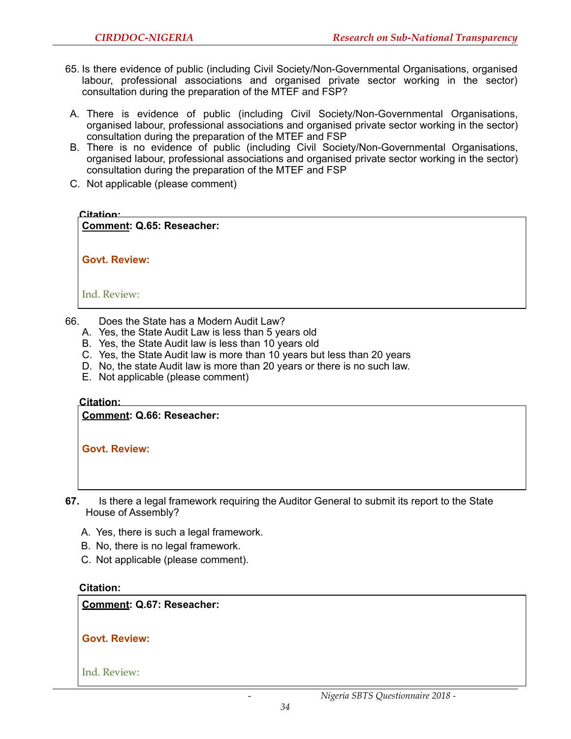65. Is there evidence of public (including Civil Society/Non-Governmental Organisations, organised labour, professional associations and organised private sector working in the sector) consultation during the preparation of the MTEF and FSP?

A. There is evidence of public (including Civil Society/Non-Governmental Organisations, organised labour, professional associations and organised private sector working in the sector) consultation during the preparation of the MTEF and FSP
B. There is no evidence of public (including Civil Society/Non-Governmental Organisations, organised labour, professional associations and organised private sector working in the sector) consultation during the preparation of the MTEF and FSP
C. Not applicable (please comment)

**Citation:**

**Comment: Q.65: Reseacher:**

**Govt. Review:**

Ind. Review:

66. Does the State has a Modern Audit Law?

A. Yes, the State Audit Law is less than 5 years old
B. Yes, the State Audit law is less than 10 years old
C. Yes, the State Audit law is more than 10 years but less than 20 years
D. No, the state Audit law is more than 20 years or there is no such law.
E. Not applicable (please comment)

**Citation:**

**Comment: Q.66: Reseacher:**

**Govt. Review:**

**67.** Is there a legal framework requiring the Auditor General to submit its report to the State House of Assembly?

A. Yes, there is such a legal framework.
B. No, there is no legal framework.
C. Not applicable (please comment).

**Citation:**

**Comment: Q.67: Reseacher:**

**Govt. Review:**

Ind. Review: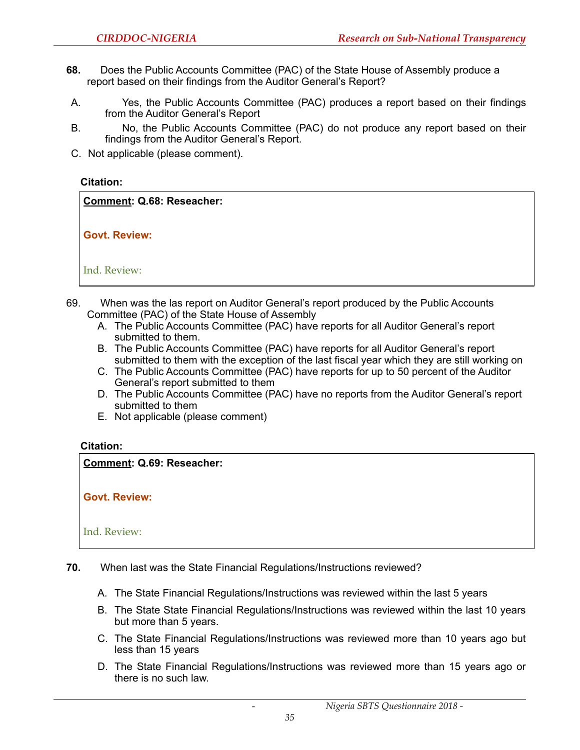**68.** Does the Public Accounts Committee (PAC) of the State House of Assembly produce a report based on their findings from the Auditor General's Report?

A. Yes, the Public Accounts Committee (PAC) produces a report based on their findings from the Auditor General's Report

B. No, the Public Accounts Committee (PAC) do not produce any report based on their findings from the Auditor General's Report.

C. Not applicable (please comment).

**Citation:**

| **Comment: Q.68: Reseacher:**<br><br>**Govt. Review:**<br><br>Ind. Review: |
|---|

69. When was the las report on Auditor General's report produced by the Public Accounts Committee (PAC) of the State House of Assembly

A. The Public Accounts Committee (PAC) have reports for all Auditor General's report submitted to them.

B. The Public Accounts Committee (PAC) have reports for all Auditor General's report submitted to them with the exception of the last fiscal year which they are still working on

C. The Public Accounts Committee (PAC) have reports for up to 50 percent of the Auditor General's report submitted to them

D. The Public Accounts Committee (PAC) have no reports from the Auditor General's report submitted to them

E. Not applicable (please comment)

**Citation:**

| **Comment: Q.69: Reseacher:**<br><br>**Govt. Review:**<br><br>Ind. Review: |
|---|

**70.** When last was the State Financial Regulations/Instructions reviewed?

A. The State Financial Regulations/Instructions was reviewed within the last 5 years

B. The State State Financial Regulations/Instructions was reviewed within the last 10 years but more than 5 years.

C. The State Financial Regulations/Instructions was reviewed more than 10 years ago but less than 15 years

D. The State Financial Regulations/Instructions was reviewed more than 15 years ago or there is no such law.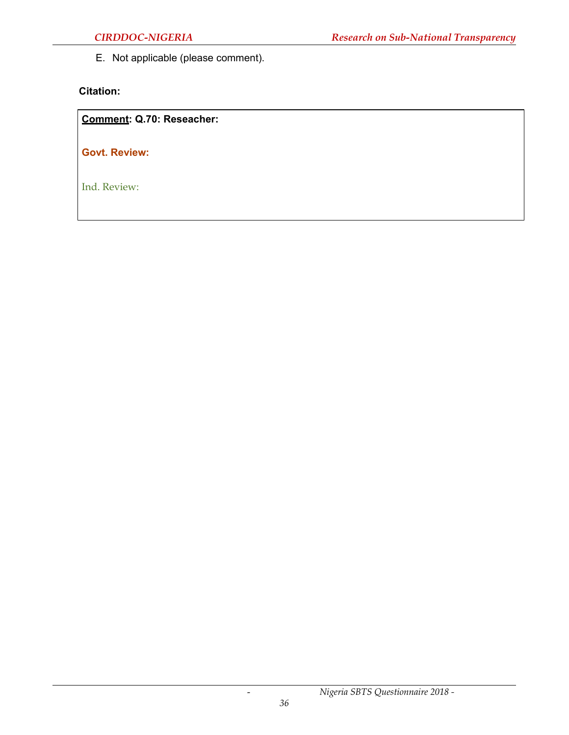E. Not applicable (please comment).

**Citation:**

**<u>Comment</u>: Q.70: Reseacher:**

**Govt. Review:**

Ind. Review: